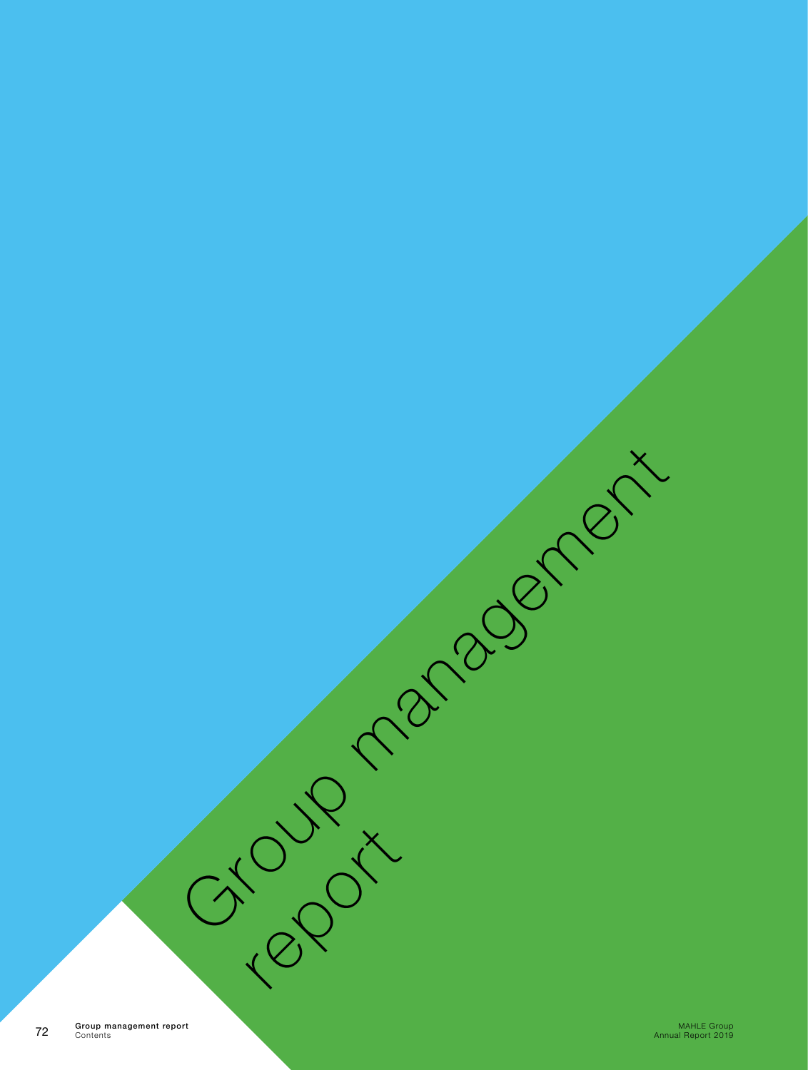# Group management report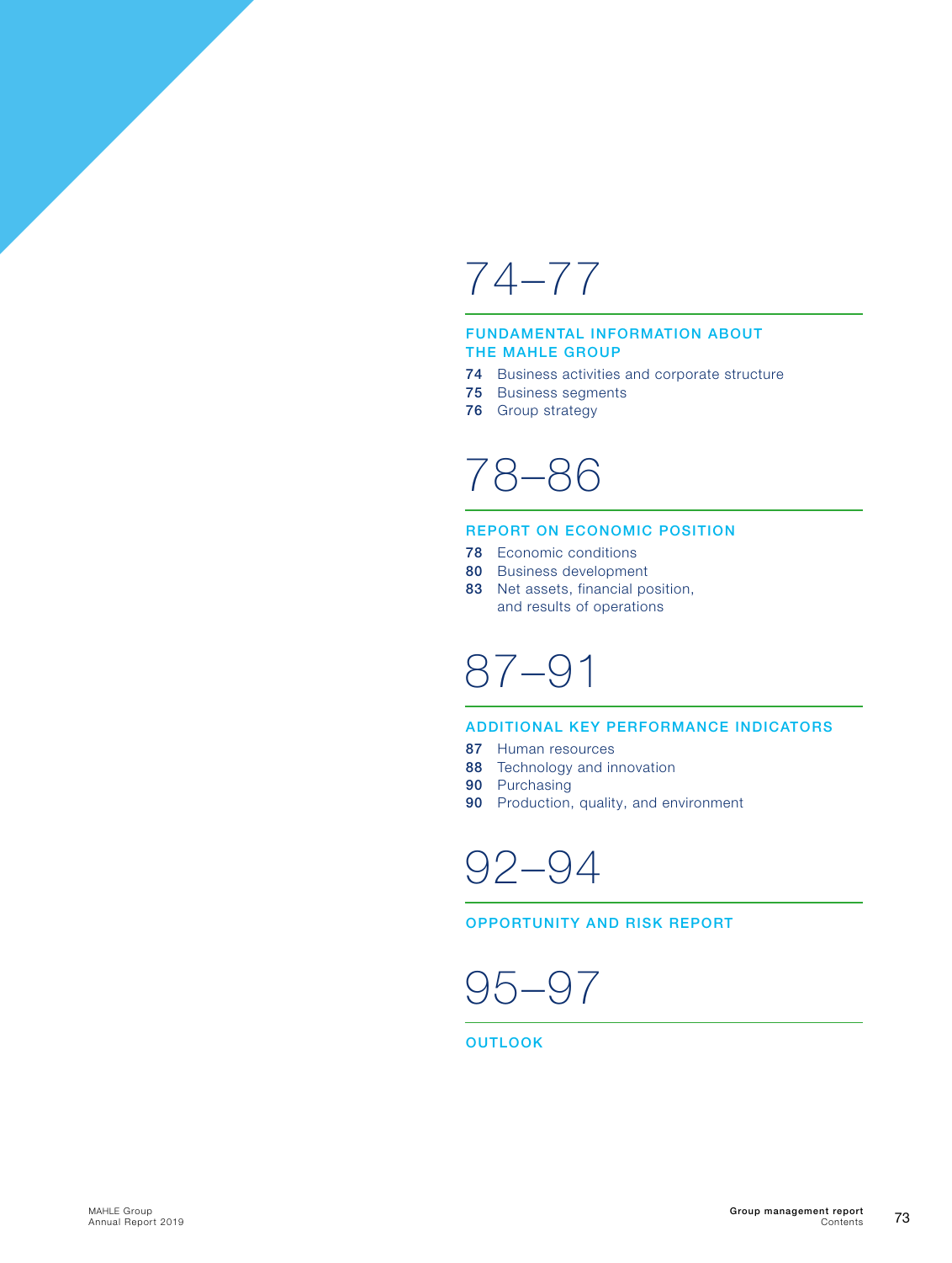# 74–77

## FUNDAMENTAL INFORMATION ABOUT THE MAHLE GROUP

**74** Business activities and corporate structure
**75** Business segments
**76** Group strategy

# 78–86

## REPORT ON ECONOMIC POSITION

**78** Economic conditions
**80** Business development
**83** Net assets, financial position, and results of operations

# 87–91

## ADDITIONAL KEY PERFORMANCE INDICATORS

**87** Human resources
**88** Technology and innovation
**90** Purchasing
**90** Production, quality, and environment

# 92–94

## OPPORTUNITY AND RISK REPORT

# 95–97

## OUTLOOK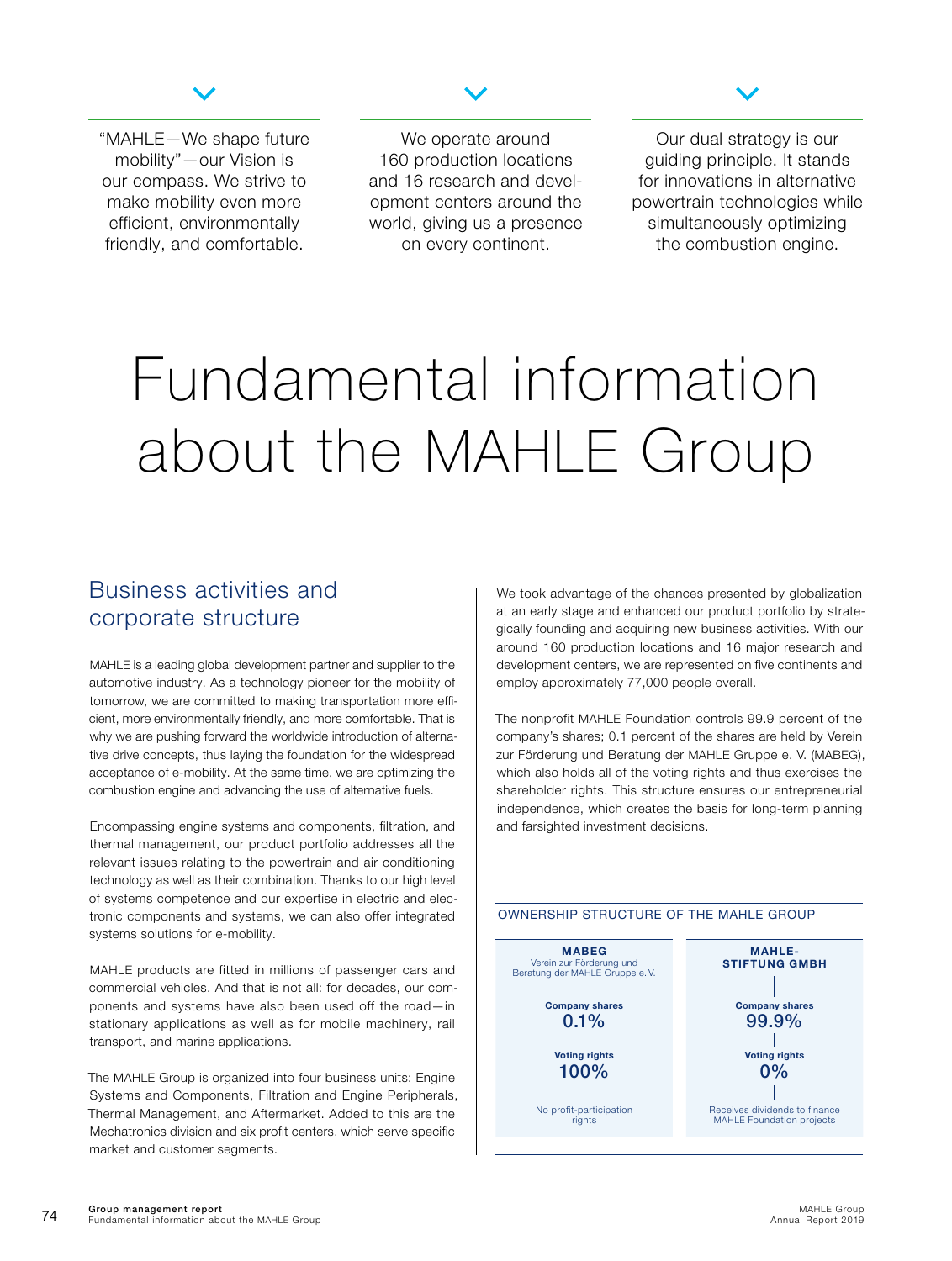"MAHLE—We shape future mobility"—our Vision is our compass. We strive to make mobility even more efficient, environmentally friendly, and comfortable.

We operate around 160 production locations and 16 research and development centers around the world, giving us a presence on every continent.

Our dual strategy is our guiding principle. It stands for innovations in alternative powertrain technologies while simultaneously optimizing the combustion engine.

# Fundamental information about the MAHLE Group

## Business activities and corporate structure

MAHLE is a leading global development partner and supplier to the automotive industry. As a technology pioneer for the mobility of tomorrow, we are committed to making transportation more efficient, more environmentally friendly, and more comfortable. That is why we are pushing forward the worldwide introduction of alternative drive concepts, thus laying the foundation for the widespread acceptance of e-mobility. At the same time, we are optimizing the combustion engine and advancing the use of alternative fuels.

Encompassing engine systems and components, filtration, and thermal management, our product portfolio addresses all the relevant issues relating to the powertrain and air conditioning technology as well as their combination. Thanks to our high level of systems competence and our expertise in electric and electronic components and systems, we can also offer integrated systems solutions for e-mobility.

MAHLE products are fitted in millions of passenger cars and commercial vehicles. And that is not all: for decades, our components and systems have also been used off the road—in stationary applications as well as for mobile machinery, rail transport, and marine applications.

The MAHLE Group is organized into four business units: Engine Systems and Components, Filtration and Engine Peripherals, Thermal Management, and Aftermarket. Added to this are the Mechatronics division and six profit centers, which serve specific market and customer segments.

We took advantage of the chances presented by globalization at an early stage and enhanced our product portfolio by strategically founding and acquiring new business activities. With our around 160 production locations and 16 major research and development centers, we are represented on five continents and employ approximately 77,000 people overall.

The nonprofit MAHLE Foundation controls 99.9 percent of the company's shares; 0.1 percent of the shares are held by Verein zur Förderung und Beratung der MAHLE Gruppe e. V. (MABEG), which also holds all of the voting rights and thus exercises the shareholder rights. This structure ensures our entrepreneurial independence, which creates the basis for long-term planning and farsighted investment decisions.

OWNERSHIP STRUCTURE OF THE MAHLE GROUP

| **MABEG** Verein zur Förderung und Beratung der MAHLE Gruppe e. V. | **MAHLE-STIFTUNG GMBH** |
|---|---|
| Company shares 0.1% | Company shares 99.9% |
| Voting rights 100% | Voting rights 0% |
| No profit-participation rights | Receives dividends to finance MAHLE Foundation projects |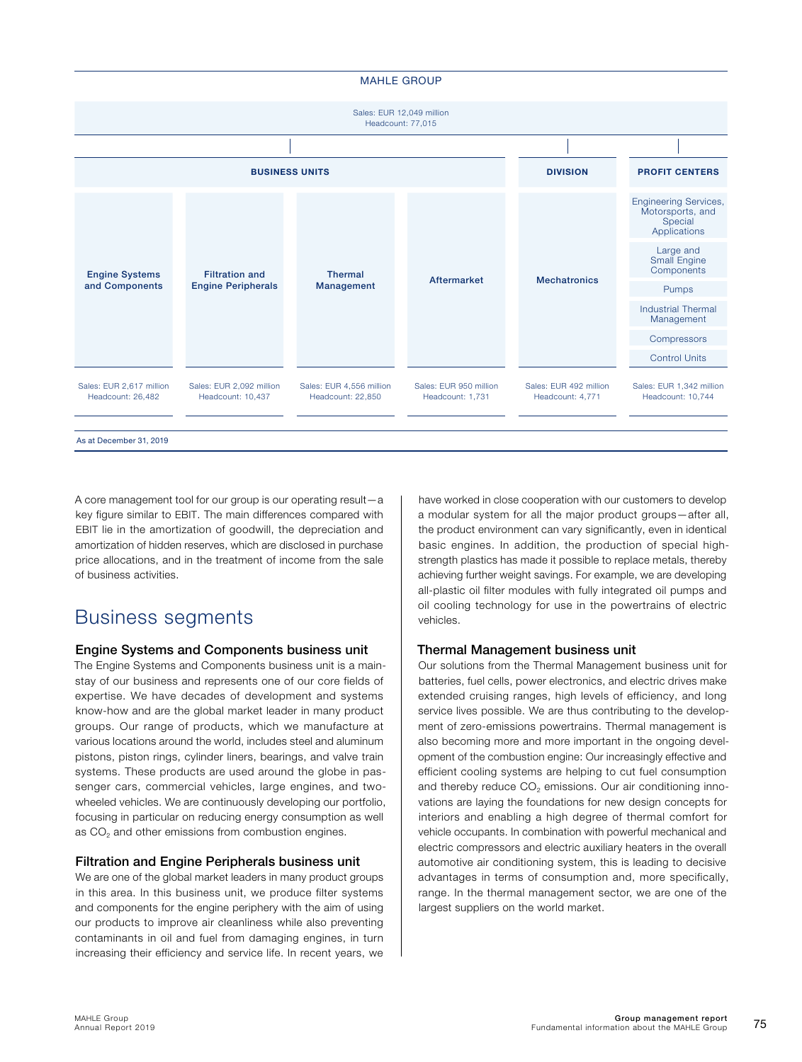MAHLE GROUP

Sales: EUR 12,049 million
Headcount: 77,015

| BUSINESS UNITS | | | | DIVISION | PROFIT CENTERS |
|---|---|---|---|---|---|
| Engine Systems and Components | Filtration and Engine Peripherals | Thermal Management | Aftermarket | Mechatronics | Engineering Services, Motorsports, and Special Applications; Large and Small Engine Components; Pumps; Industrial Thermal Management; Compressors; Control Units |
| Sales: EUR 2,617 million Headcount: 26,482 | Sales: EUR 2,092 million Headcount: 10,437 | Sales: EUR 4,556 million Headcount: 22,850 | Sales: EUR 950 million Headcount: 1,731 | Sales: EUR 492 million Headcount: 4,771 | Sales: EUR 1,342 million Headcount: 10,744 |

As at December 31, 2019

A core management tool for our group is our operating result—a key figure similar to EBIT. The main differences compared with EBIT lie in the amortization of goodwill, the depreciation and amortization of hidden reserves, which are disclosed in purchase price allocations, and in the treatment of income from the sale of business activities.

# Business segments

### Engine Systems and Components business unit

The Engine Systems and Components business unit is a mainstay of our business and represents one of our core fields of expertise. We have decades of development and systems know-how and are the global market leader in many product groups. Our range of products, which we manufacture at various locations around the world, includes steel and aluminum pistons, piston rings, cylinder liners, bearings, and valve train systems. These products are used around the globe in passenger cars, commercial vehicles, large engines, and two-wheeled vehicles. We are continuously developing our portfolio, focusing in particular on reducing energy consumption as well as $CO_2$ and other emissions from combustion engines.

### Filtration and Engine Peripherals business unit

We are one of the global market leaders in many product groups in this area. In this business unit, we produce filter systems and components for the engine periphery with the aim of using our products to improve air cleanliness while also preventing contaminants in oil and fuel from damaging engines, in turn increasing their efficiency and service life. In recent years, we have worked in close cooperation with our customers to develop a modular system for all the major product groups—after all, the product environment can vary significantly, even in identical basic engines. In addition, the production of special high-strength plastics has made it possible to replace metals, thereby achieving further weight savings. For example, we are developing all-plastic oil filter modules with fully integrated oil pumps and oil cooling technology for use in the powertrains of electric vehicles.

### Thermal Management business unit

Our solutions from the Thermal Management business unit for batteries, fuel cells, power electronics, and electric drives make extended cruising ranges, high levels of efficiency, and long service lives possible. We are thus contributing to the development of zero-emissions powertrains. Thermal management is also becoming more and more important in the ongoing development of the combustion engine: Our increasingly effective and efficient cooling systems are helping to cut fuel consumption and thereby reduce $CO_2$ emissions. Our air conditioning innovations are laying the foundations for new design concepts for interiors and enabling a high degree of thermal comfort for vehicle occupants. In combination with powerful mechanical and electric compressors and electric auxiliary heaters in the overall automotive air conditioning system, this is leading to decisive advantages in terms of consumption and, more specifically, range. In the thermal management sector, we are one of the largest suppliers on the world market.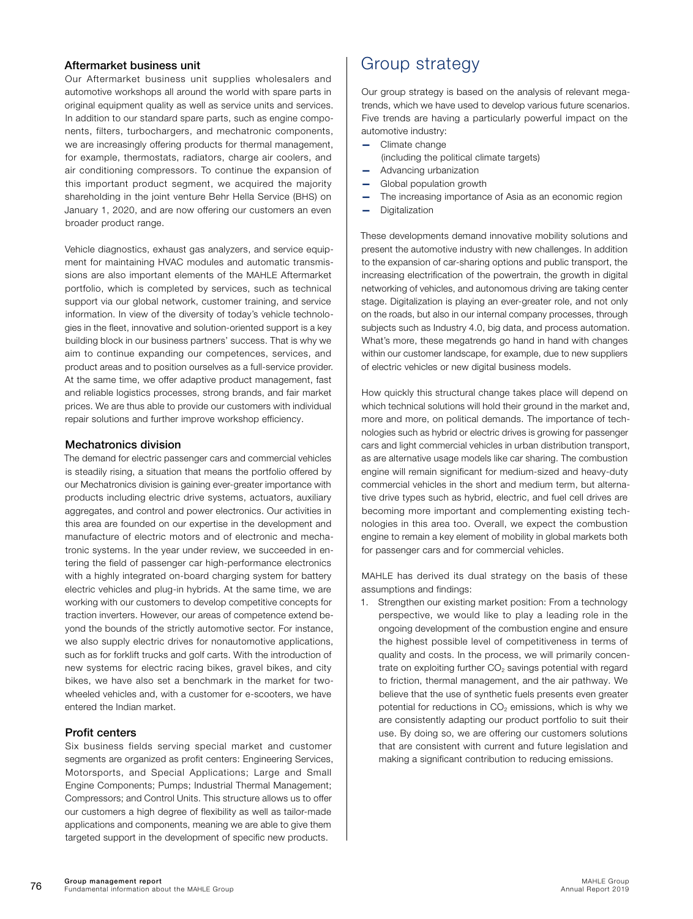### Aftermarket business unit

Our Aftermarket business unit supplies wholesalers and automotive workshops all around the world with spare parts in original equipment quality as well as service units and services. In addition to our standard spare parts, such as engine components, filters, turbochargers, and mechatronic components, we are increasingly offering products for thermal management, for example, thermostats, radiators, charge air coolers, and air conditioning compressors. To continue the expansion of this important product segment, we acquired the majority shareholding in the joint venture Behr Hella Service (BHS) on January 1, 2020, and are now offering our customers an even broader product range.

Vehicle diagnostics, exhaust gas analyzers, and service equipment for maintaining HVAC modules and automatic transmissions are also important elements of the MAHLE Aftermarket portfolio, which is completed by services, such as technical support via our global network, customer training, and service information. In view of the diversity of today's vehicle technologies in the fleet, innovative and solution-oriented support is a key building block in our business partners' success. That is why we aim to continue expanding our competences, services, and product areas and to position ourselves as a full-service provider. At the same time, we offer adaptive product management, fast and reliable logistics processes, strong brands, and fair market prices. We are thus able to provide our customers with individual repair solutions and further improve workshop efficiency.

### Mechatronics division

The demand for electric passenger cars and commercial vehicles is steadily rising, a situation that means the portfolio offered by our Mechatronics division is gaining ever-greater importance with products including electric drive systems, actuators, auxiliary aggregates, and control and power electronics. Our activities in this area are founded on our expertise in the development and manufacture of electric motors and of electronic and mechatronic systems. In the year under review, we succeeded in entering the field of passenger car high-performance electronics with a highly integrated on-board charging system for battery electric vehicles and plug-in hybrids. At the same time, we are working with our customers to develop competitive concepts for traction inverters. However, our areas of competence extend beyond the bounds of the strictly automotive sector. For instance, we also supply electric drives for nonautomotive applications, such as for forklift trucks and golf carts. With the introduction of new systems for electric racing bikes, gravel bikes, and city bikes, we have also set a benchmark in the market for two-wheeled vehicles and, with a customer for e-scooters, we have entered the Indian market.

### Profit centers

Six business fields serving special market and customer segments are organized as profit centers: Engineering Services, Motorsports, and Special Applications; Large and Small Engine Components; Pumps; Industrial Thermal Management; Compressors; and Control Units. This structure allows us to offer our customers a high degree of flexibility as well as tailor-made applications and components, meaning we are able to give them targeted support in the development of specific new products.

# Group strategy

Our group strategy is based on the analysis of relevant megatrends, which we have used to develop various future scenarios. Five trends are having a particularly powerful impact on the automotive industry:

- Climate change (including the political climate targets)
- Advancing urbanization
- Global population growth
- The increasing importance of Asia as an economic region
- Digitalization

These developments demand innovative mobility solutions and present the automotive industry with new challenges. In addition to the expansion of car-sharing options and public transport, the increasing electrification of the powertrain, the growth in digital networking of vehicles, and autonomous driving are taking center stage. Digitalization is playing an ever-greater role, and not only on the roads, but also in our internal company processes, through subjects such as Industry 4.0, big data, and process automation. What's more, these megatrends go hand in hand with changes within our customer landscape, for example, due to new suppliers of electric vehicles or new digital business models.

How quickly this structural change takes place will depend on which technical solutions will hold their ground in the market and, more and more, on political demands. The importance of technologies such as hybrid or electric drives is growing for passenger cars and light commercial vehicles in urban distribution transport, as are alternative usage models like car sharing. The combustion engine will remain significant for medium-sized and heavy-duty commercial vehicles in the short and medium term, but alternative drive types such as hybrid, electric, and fuel cell drives are becoming more important and complementing existing technologies in this area too. Overall, we expect the combustion engine to remain a key element of mobility in global markets both for passenger cars and for commercial vehicles.

MAHLE has derived its dual strategy on the basis of these assumptions and findings:

1. Strengthen our existing market position: From a technology perspective, we would like to play a leading role in the ongoing development of the combustion engine and ensure the highest possible level of competitiveness in terms of quality and costs. In the process, we will primarily concentrate on exploiting further $CO_2$ savings potential with regard to friction, thermal management, and the air pathway. We believe that the use of synthetic fuels presents even greater potential for reductions in $CO_2$ emissions, which is why we are consistently adapting our product portfolio to suit their use. By doing so, we are offering our customers solutions that are consistent with current and future legislation and making a significant contribution to reducing emissions.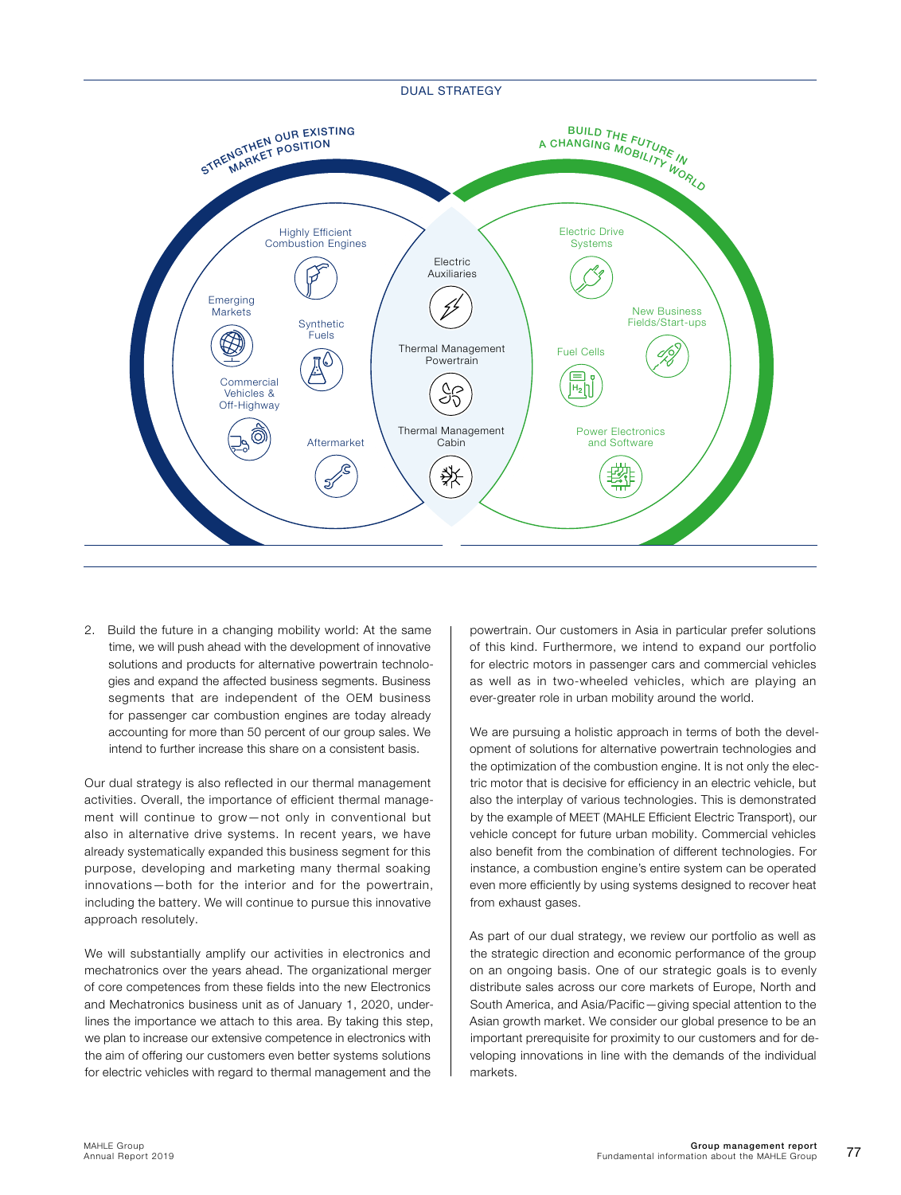DUAL STRATEGY

STRENGTHEN OUR EXISTING MARKET POSITION

- Highly Efficient Combustion Engines
- Emerging Markets
- Synthetic Fuels
- Commercial Vehicles & Off-Highway
- Aftermarket

- Electric Auxiliaries
- Thermal Management Powertrain
- Thermal Management Cabin

BUILD THE FUTURE IN A CHANGING MOBILITY WORLD

- Electric Drive Systems
- New Business Fields/Start-ups
- Fuel Cells
- Power Electronics and Software

2. Build the future in a changing mobility world: At the same time, we will push ahead with the development of innovative solutions and products for alternative powertrain technologies and expand the affected business segments. Business segments that are independent of the OEM business for passenger car combustion engines are today already accounting for more than 50 percent of our group sales. We intend to further increase this share on a consistent basis.

Our dual strategy is also reflected in our thermal management activities. Overall, the importance of efficient thermal management will continue to grow—not only in conventional but also in alternative drive systems. In recent years, we have already systematically expanded this business segment for this purpose, developing and marketing many thermal soaking innovations—both for the interior and for the powertrain, including the battery. We will continue to pursue this innovative approach resolutely.

We will substantially amplify our activities in electronics and mechatronics over the years ahead. The organizational merger of core competences from these fields into the new Electronics and Mechatronics business unit as of January 1, 2020, underlines the importance we attach to this area. By taking this step, we plan to increase our extensive competence in electronics with the aim of offering our customers even better systems solutions for electric vehicles with regard to thermal management and the powertrain. Our customers in Asia in particular prefer solutions of this kind. Furthermore, we intend to expand our portfolio for electric motors in passenger cars and commercial vehicles as well as in two-wheeled vehicles, which are playing an ever-greater role in urban mobility around the world.

We are pursuing a holistic approach in terms of both the development of solutions for alternative powertrain technologies and the optimization of the combustion engine. It is not only the electric motor that is decisive for efficiency in an electric vehicle, but also the interplay of various technologies. This is demonstrated by the example of MEET (MAHLE Efficient Electric Transport), our vehicle concept for future urban mobility. Commercial vehicles also benefit from the combination of different technologies. For instance, a combustion engine's entire system can be operated even more efficiently by using systems designed to recover heat from exhaust gases.

As part of our dual strategy, we review our portfolio as well as the strategic direction and economic performance of the group on an ongoing basis. One of our strategic goals is to evenly distribute sales across our core markets of Europe, North and South America, and Asia/Pacific—giving special attention to the Asian growth market. We consider our global presence to be an important prerequisite for proximity to our customers and for developing innovations in line with the demands of the individual markets.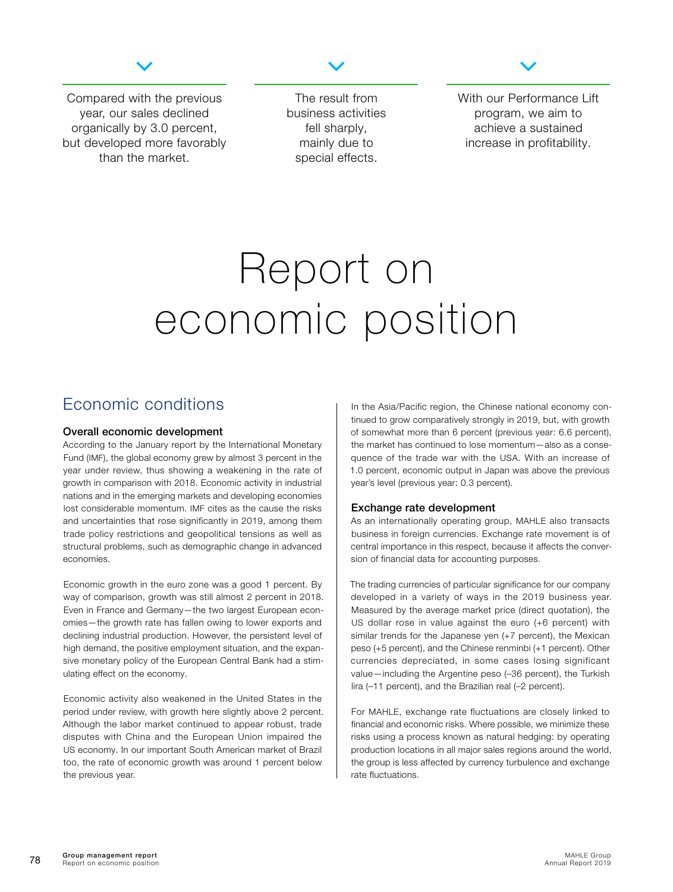Compared with the previous year, our sales declined organically by 3.0 percent, but developed more favorably than the market.

The result from business activities fell sharply, mainly due to special effects.

With our Performance Lift program, we aim to achieve a sustained increase in profitability.

# Report on economic position

## Economic conditions

### Overall economic development

According to the January report by the International Monetary Fund (IMF), the global economy grew by almost 3 percent in the year under review, thus showing a weakening in the rate of growth in comparison with 2018. Economic activity in industrial nations and in the emerging markets and developing economies lost considerable momentum. IMF cites as the cause the risks and uncertainties that rose significantly in 2019, among them trade policy restrictions and geopolitical tensions as well as structural problems, such as demographic change in advanced economies.

Economic growth in the euro zone was a good 1 percent. By way of comparison, growth was still almost 2 percent in 2018. Even in France and Germany—the two largest European economies—the growth rate has fallen owing to lower exports and declining industrial production. However, the persistent level of high demand, the positive employment situation, and the expansive monetary policy of the European Central Bank had a stimulating effect on the economy.

Economic activity also weakened in the United States in the period under review, with growth here slightly above 2 percent. Although the labor market continued to appear robust, trade disputes with China and the European Union impaired the US economy. In our important South American market of Brazil too, the rate of economic growth was around 1 percent below the previous year.

In the Asia/Pacific region, the Chinese national economy continued to grow comparatively strongly in 2019, but, with growth of somewhat more than 6 percent (previous year: 6.6 percent), the market has continued to lose momentum—also as a consequence of the trade war with the USA. With an increase of 1.0 percent, economic output in Japan was above the previous year's level (previous year: 0.3 percent).

### Exchange rate development

As an internationally operating group, MAHLE also transacts business in foreign currencies. Exchange rate movement is of central importance in this respect, because it affects the conversion of financial data for accounting purposes.

The trading currencies of particular significance for our company developed in a variety of ways in the 2019 business year. Measured by the average market price (direct quotation), the US dollar rose in value against the euro (+6 percent) with similar trends for the Japanese yen (+7 percent), the Mexican peso (+5 percent), and the Chinese renminbi (+1 percent). Other currencies depreciated, in some cases losing significant value—including the Argentine peso (–36 percent), the Turkish lira (–11 percent), and the Brazilian real (–2 percent).

For MAHLE, exchange rate fluctuations are closely linked to financial and economic risks. Where possible, we minimize these risks using a process known as natural hedging: by operating production locations in all major sales regions around the world, the group is less affected by currency turbulence and exchange rate fluctuations.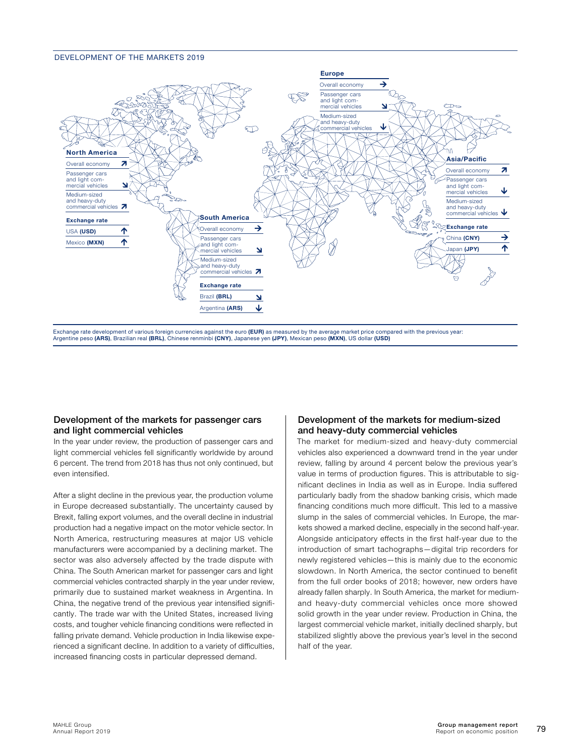DEVELOPMENT OF THE MARKETS 2019

**Europe**

| | |
|---|---|
| Overall economy | → |
| Passenger cars and light commercial vehicles | ↘ |
| Medium-sized and heavy-duty commercial vehicles | ↓ |

**North America**

| | |
|---|---|
| Overall economy | ↗ |
| Passenger cars and light commercial vehicles | ↘ |
| Medium-sized and heavy-duty commercial vehicles | ↗ |

| Exchange rate | |
|---|---|
| USA **(USD)** | ↑ |
| Mexico **(MXN)** | ↑ |

**South America**

| | |
|---|---|
| Overall economy | → |
| Passenger cars and light commercial vehicles | ↘ |
| Medium-sized and heavy-duty commercial vehicles | ↗ |

| Exchange rate | |
|---|---|
| Brazil **(BRL)** | ↘ |
| Argentina **(ARS)** | ↓ |

**Asia/Pacific**

| | |
|---|---|
| Overall economy | ↗ |
| Passenger cars and light commercial vehicles | ↓ |
| Medium-sized and heavy-duty commercial vehicles | ↓ |

| Exchange rate | |
|---|---|
| China **(CNY)** | → |
| Japan **(JPY)** | ↑ |

Exchange rate development of various foreign currencies against the euro **(EUR)** as measured by the average market price compared with the previous year: Argentine peso **(ARS)**, Brazilian real **(BRL)**, Chinese renminbi **(CNY)**, Japanese yen **(JPY)**, Mexican peso **(MXN)**, US dollar **(USD)**

### Development of the markets for passenger cars and light commercial vehicles

In the year under review, the production of passenger cars and light commercial vehicles fell significantly worldwide by around 6 percent. The trend from 2018 has thus not only continued, but even intensified.

After a slight decline in the previous year, the production volume in Europe decreased substantially. The uncertainty caused by Brexit, falling export volumes, and the overall decline in industrial production had a negative impact on the motor vehicle sector. In North America, restructuring measures at major US vehicle manufacturers were accompanied by a declining market. The sector was also adversely affected by the trade dispute with China. The South American market for passenger cars and light commercial vehicles contracted sharply in the year under review, primarily due to sustained market weakness in Argentina. In China, the negative trend of the previous year intensified significantly. The trade war with the United States, increased living costs, and tougher vehicle financing conditions were reflected in falling private demand. Vehicle production in India likewise experienced a significant decline. In addition to a variety of difficulties, increased financing costs in particular depressed demand.

### Development of the markets for medium-sized and heavy-duty commercial vehicles

The market for medium-sized and heavy-duty commercial vehicles also experienced a downward trend in the year under review, falling by around 4 percent below the previous year's value in terms of production figures. This is attributable to significant declines in India as well as in Europe. India suffered particularly badly from the shadow banking crisis, which made financing conditions much more difficult. This led to a massive slump in the sales of commercial vehicles. In Europe, the markets showed a marked decline, especially in the second half-year. Alongside anticipatory effects in the first half-year due to the introduction of smart tachographs—digital trip recorders for newly registered vehicles—this is mainly due to the economic slowdown. In North America, the sector continued to benefit from the full order books of 2018; however, new orders have already fallen sharply. In South America, the market for medium- and heavy-duty commercial vehicles once more showed solid growth in the year under review. Production in China, the largest commercial vehicle market, initially declined sharply, but stabilized slightly above the previous year's level in the second half of the year.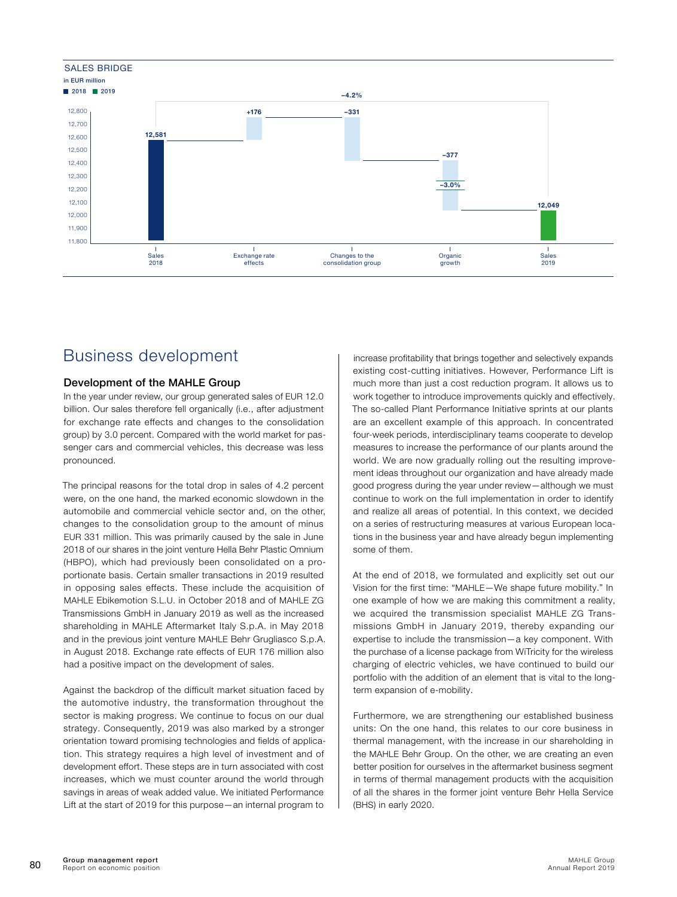SALES BRIDGE

in EUR million

■ 2018 ■ 2019

| | Sales 2018 | Exchange rate effects | Changes to the consolidation group | Organic growth | Sales 2019 |
|---|---|---|---|---|---|
| EUR million | 12,581 | +176 | −331 | −377 | 12,049 |
| % | | | | −3.0% | |

Total change: −4.2%

# Business development

## Development of the MAHLE Group

In the year under review, our group generated sales of EUR 12.0 billion. Our sales therefore fell organically (i.e., after adjustment for exchange rate effects and changes to the consolidation group) by 3.0 percent. Compared with the world market for passenger cars and commercial vehicles, this decrease was less pronounced.

The principal reasons for the total drop in sales of 4.2 percent were, on the one hand, the marked economic slowdown in the automobile and commercial vehicle sector and, on the other, changes to the consolidation group to the amount of minus EUR 331 million. This was primarily caused by the sale in June 2018 of our shares in the joint venture Hella Behr Plastic Omnium (HBPO), which had previously been consolidated on a proportionate basis. Certain smaller transactions in 2019 resulted in opposing sales effects. These include the acquisition of MAHLE Ebikemotion S.L.U. in October 2018 and of MAHLE ZG Transmissions GmbH in January 2019 as well as the increased shareholding in MAHLE Aftermarket Italy S.p.A. in May 2018 and in the previous joint venture MAHLE Behr Grugliasco S.p.A. in August 2018. Exchange rate effects of EUR 176 million also had a positive impact on the development of sales.

Against the backdrop of the difficult market situation faced by the automotive industry, the transformation throughout the sector is making progress. We continue to focus on our dual strategy. Consequently, 2019 was also marked by a stronger orientation toward promising technologies and fields of application. This strategy requires a high level of investment and of development effort. These steps are in turn associated with cost increases, which we must counter around the world through savings in areas of weak added value. We initiated Performance Lift at the start of 2019 for this purpose—an internal program to increase profitability that brings together and selectively expands existing cost-cutting initiatives. However, Performance Lift is much more than just a cost reduction program. It allows us to work together to introduce improvements quickly and effectively. The so-called Plant Performance Initiative sprints at our plants are an excellent example of this approach. In concentrated four-week periods, interdisciplinary teams cooperate to develop measures to increase the performance of our plants around the world. We are now gradually rolling out the resulting improvement ideas throughout our organization and have already made good progress during the year under review—although we must continue to work on the full implementation in order to identify and realize all areas of potential. In this context, we decided on a series of restructuring measures at various European locations in the business year and have already begun implementing some of them.

At the end of 2018, we formulated and explicitly set out our Vision for the first time: "MAHLE—We shape future mobility." In one example of how we are making this commitment a reality, we acquired the transmission specialist MAHLE ZG Transmissions GmbH in January 2019, thereby expanding our expertise to include the transmission—a key component. With the purchase of a license package from WiTricity for the wireless charging of electric vehicles, we have continued to build our portfolio with the addition of an element that is vital to the long-term expansion of e-mobility.

Furthermore, we are strengthening our established business units: On the one hand, this relates to our core business in thermal management, with the increase in our shareholding in the MAHLE Behr Group. On the other, we are creating an even better position for ourselves in the aftermarket business segment in terms of thermal management products with the acquisition of all the shares in the former joint venture Behr Hella Service (BHS) in early 2020.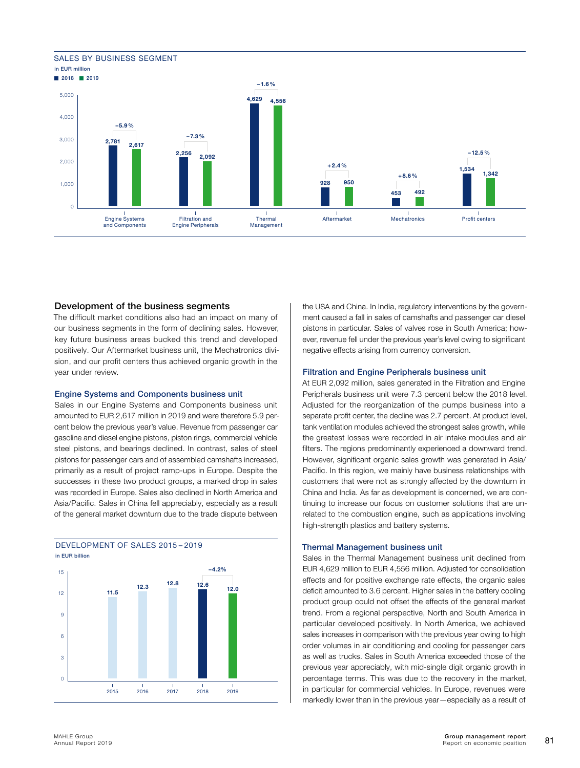SALES BY BUSINESS SEGMENT

in EUR million

| Segment | 2018 | 2019 | Change |
|---|---|---|---|
| Engine Systems and Components | 2,781 | 2,617 | −5.9 % |
| Filtration and Engine Peripherals | 2,256 | 2,092 | −7.3 % |
| Thermal Management | 4,629 | 4,556 | −1.6 % |
| Aftermarket | 928 | 950 | +2.4 % |
| Mechatronics | 453 | 492 | +8.6 % |
| Profit centers | 1,534 | 1,342 | −12.5 % |

## Development of the business segments

The difficult market conditions also had an impact on many of our business segments in the form of declining sales. However, key future business areas bucked this trend and developed positively. Our Aftermarket business unit, the Mechatronics division, and our profit centers thus achieved organic growth in the year under review.

### Engine Systems and Components business unit

Sales in our Engine Systems and Components business unit amounted to EUR 2,617 million in 2019 and were therefore 5.9 percent below the previous year's value. Revenue from passenger car gasoline and diesel engine pistons, piston rings, commercial vehicle steel pistons, and bearings declined. In contrast, sales of steel pistons for passenger cars and of assembled camshafts increased, primarily as a result of project ramp-ups in Europe. Despite the successes in these two product groups, a marked drop in sales was recorded in Europe. Sales also declined in North America and Asia/Pacific. Sales in China fell appreciably, especially as a result of the general market downturn due to the trade dispute between the USA and China. In India, regulatory interventions by the government caused a fall in sales of camshafts and passenger car diesel pistons in particular. Sales of valves rose in South America; however, revenue fell under the previous year's level owing to significant negative effects arising from currency conversion.

DEVELOPMENT OF SALES 2015 – 2019

in EUR billion

| Year | 2015 | 2016 | 2017 | 2018 | 2019 |
|---|---|---|---|---|---|
| Sales | 11.5 | 12.3 | 12.8 | 12.6 | 12.0 |

Change 2018–2019: −4.2 %

### Filtration and Engine Peripherals business unit

At EUR 2,092 million, sales generated in the Filtration and Engine Peripherals business unit were 7.3 percent below the 2018 level. Adjusted for the reorganization of the pumps business into a separate profit center, the decline was 2.7 percent. At product level, tank ventilation modules achieved the strongest sales growth, while the greatest losses were recorded in air intake modules and air filters. The regions predominantly experienced a downward trend. However, significant organic sales growth was generated in Asia/Pacific. In this region, we mainly have business relationships with customers that were not as strongly affected by the downturn in China and India. As far as development is concerned, we are continuing to increase our focus on customer solutions that are unrelated to the combustion engine, such as applications involving high-strength plastics and battery systems.

### Thermal Management business unit

Sales in the Thermal Management business unit declined from EUR 4,629 million to EUR 4,556 million. Adjusted for consolidation effects and for positive exchange rate effects, the organic sales deficit amounted to 3.6 percent. Higher sales in the battery cooling product group could not offset the effects of the general market trend. From a regional perspective, North and South America in particular developed positively. In North America, we achieved sales increases in comparison with the previous year owing to high order volumes in air conditioning and cooling for passenger cars as well as trucks. Sales in South America exceeded those of the previous year appreciably, with mid-single digit organic growth in percentage terms. This was due to the recovery in the market, in particular for commercial vehicles. In Europe, revenues were markedly lower than in the previous year—especially as a result of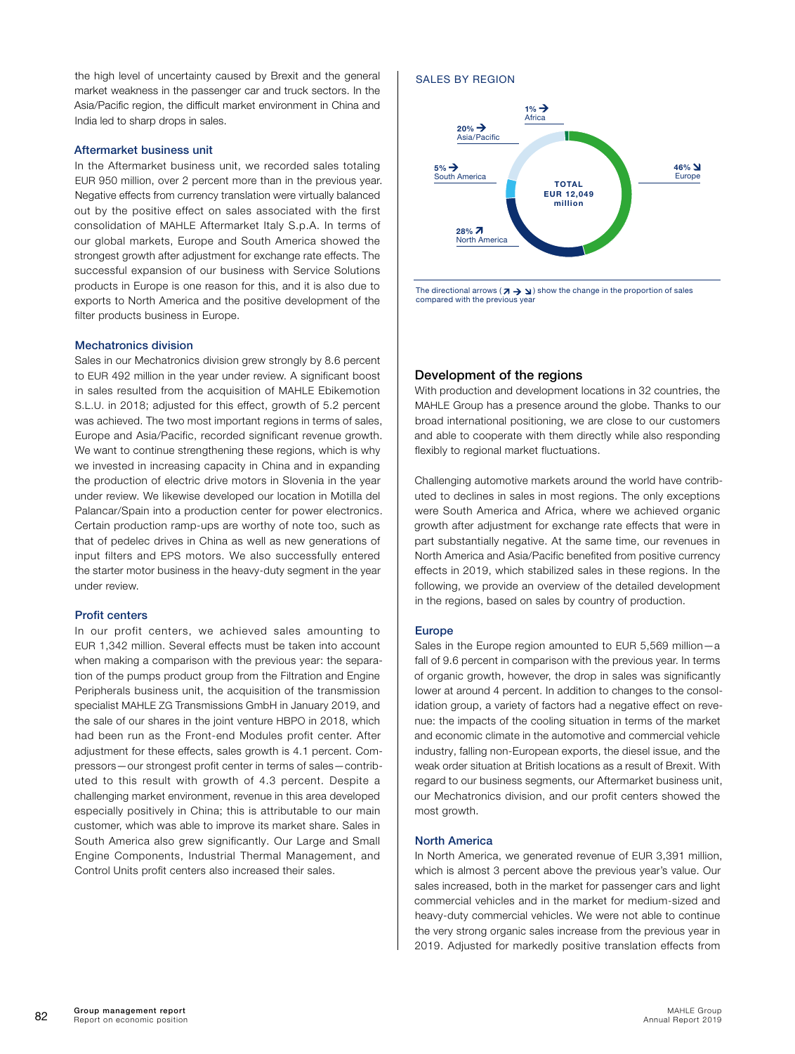the high level of uncertainty caused by Brexit and the general market weakness in the passenger car and truck sectors. In the Asia/Pacific region, the difficult market environment in China and India led to sharp drops in sales.

### Aftermarket business unit

In the Aftermarket business unit, we recorded sales totaling EUR 950 million, over 2 percent more than in the previous year. Negative effects from currency translation were virtually balanced out by the positive effect on sales associated with the first consolidation of MAHLE Aftermarket Italy S.p.A. In terms of our global markets, Europe and South America showed the strongest growth after adjustment for exchange rate effects. The successful expansion of our business with Service Solutions products in Europe is one reason for this, and it is also due to exports to North America and the positive development of the filter products business in Europe.

### Mechatronics division

Sales in our Mechatronics division grew strongly by 8.6 percent to EUR 492 million in the year under review. A significant boost in sales resulted from the acquisition of MAHLE Ebikemotion S.L.U. in 2018; adjusted for this effect, growth of 5.2 percent was achieved. The two most important regions in terms of sales, Europe and Asia/Pacific, recorded significant revenue growth. We want to continue strengthening these regions, which is why we invested in increasing capacity in China and in expanding the production of electric drive motors in Slovenia in the year under review. We likewise developed our location in Motilla del Palancar/Spain into a production center for power electronics. Certain production ramp-ups are worthy of note too, such as that of pedelec drives in China as well as new generations of input filters and EPS motors. We also successfully entered the starter motor business in the heavy-duty segment in the year under review.

### Profit centers

In our profit centers, we achieved sales amounting to EUR 1,342 million. Several effects must be taken into account when making a comparison with the previous year: the separation of the pumps product group from the Filtration and Engine Peripherals business unit, the acquisition of the transmission specialist MAHLE ZG Transmissions GmbH in January 2019, and the sale of our shares in the joint venture HBPO in 2018, which had been run as the Front-end Modules profit center. After adjustment for these effects, sales growth is 4.1 percent. Compressors—our strongest profit center in terms of sales—contributed to this result with growth of 4.3 percent. Despite a challenging market environment, revenue in this area developed especially positively in China; this is attributable to our main customer, which was able to improve its market share. Sales in South America also grew significantly. Our Large and Small Engine Components, Industrial Thermal Management, and Control Units profit centers also increased their sales.

SALES BY REGION

TOTAL EUR 12,049 million

- 46% ↘ Europe
- 28% ↗ North America
- 5% → South America
- 20% → Asia/Pacific
- 1% → Africa

The directional arrows (↗ → ↘) show the change in the proportion of sales compared with the previous year

## Development of the regions

With production and development locations in 32 countries, the MAHLE Group has a presence around the globe. Thanks to our broad international positioning, we are close to our customers and able to cooperate with them directly while also responding flexibly to regional market fluctuations.

Challenging automotive markets around the world have contributed to declines in sales in most regions. The only exceptions were South America and Africa, where we achieved organic growth after adjustment for exchange rate effects that were in part substantially negative. At the same time, our revenues in North America and Asia/Pacific benefited from positive currency effects in 2019, which stabilized sales in these regions. In the following, we provide an overview of the detailed development in the regions, based on sales by country of production.

### Europe

Sales in the Europe region amounted to EUR 5,569 million—a fall of 9.6 percent in comparison with the previous year. In terms of organic growth, however, the drop in sales was significantly lower at around 4 percent. In addition to changes to the consolidation group, a variety of factors had a negative effect on revenue: the impacts of the cooling situation in terms of the market and economic climate in the automotive and commercial vehicle industry, falling non-European exports, the diesel issue, and the weak order situation at British locations as a result of Brexit. With regard to our business segments, our Aftermarket business unit, our Mechatronics division, and our profit centers showed the most growth.

### North America

In North America, we generated revenue of EUR 3,391 million, which is almost 3 percent above the previous year's value. Our sales increased, both in the market for passenger cars and light commercial vehicles and in the market for medium-sized and heavy-duty commercial vehicles. We were not able to continue the very strong organic sales increase from the previous year in 2019. Adjusted for markedly positive translation effects from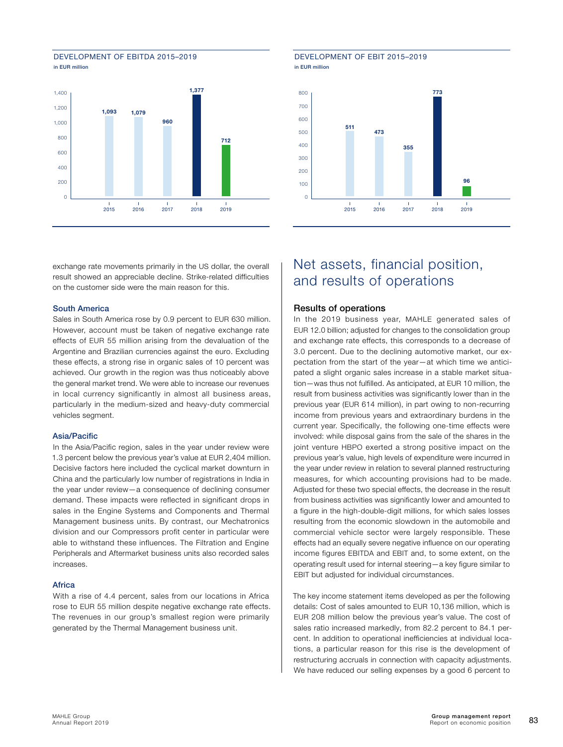DEVELOPMENT OF EBITDA 2015–2019
in EUR million

| Year | EBITDA |
|---|---|
| 2015 | 1,093 |
| 2016 | 1,079 |
| 2017 | 960 |
| 2018 | 1,377 |
| 2019 | 712 |

DEVELOPMENT OF EBIT 2015–2019
in EUR million

| Year | EBIT |
|---|---|
| 2015 | 511 |
| 2016 | 473 |
| 2017 | 355 |
| 2018 | 773 |
| 2019 | 96 |

exchange rate movements primarily in the US dollar, the overall result showed an appreciable decline. Strike-related difficulties on the customer side were the main reason for this.

### South America

Sales in South America rose by 0.9 percent to EUR 630 million. However, account must be taken of negative exchange rate effects of EUR 55 million arising from the devaluation of the Argentine and Brazilian currencies against the euro. Excluding these effects, a strong rise in organic sales of 10 percent was achieved. Our growth in the region was thus noticeably above the general market trend. We were able to increase our revenues in local currency significantly in almost all business areas, particularly in the medium-sized and heavy-duty commercial vehicles segment.

### Asia/Pacific

In the Asia/Pacific region, sales in the year under review were 1.3 percent below the previous year's value at EUR 2,404 million. Decisive factors here included the cyclical market downturn in China and the particularly low number of registrations in India in the year under review—a consequence of declining consumer demand. These impacts were reflected in significant drops in sales in the Engine Systems and Components and Thermal Management business units. By contrast, our Mechatronics division and our Compressors profit center in particular were able to withstand these influences. The Filtration and Engine Peripherals and Aftermarket business units also recorded sales increases.

### Africa

With a rise of 4.4 percent, sales from our locations in Africa rose to EUR 55 million despite negative exchange rate effects. The revenues in our group's smallest region were primarily generated by the Thermal Management business unit.

# Net assets, financial position, and results of operations

## Results of operations

In the 2019 business year, MAHLE generated sales of EUR 12.0 billion; adjusted for changes to the consolidation group and exchange rate effects, this corresponds to a decrease of 3.0 percent. Due to the declining automotive market, our expectation from the start of the year—at which time we anticipated a slight organic sales increase in a stable market situation—was thus not fulfilled. As anticipated, at EUR 10 million, the result from business activities was significantly lower than in the previous year (EUR 614 million), in part owing to non-recurring income from previous years and extraordinary burdens in the current year. Specifically, the following one-time effects were involved: while disposal gains from the sale of the shares in the joint venture HBPO exerted a strong positive impact on the previous year's value, high levels of expenditure were incurred in the year under review in relation to several planned restructuring measures, for which accounting provisions had to be made. Adjusted for these two special effects, the decrease in the result from business activities was significantly lower and amounted to a figure in the high-double-digit millions, for which sales losses resulting from the economic slowdown in the automobile and commercial vehicle sector were largely responsible. These effects had an equally severe negative influence on our operating income figures EBITDA and EBIT and, to some extent, on the operating result used for internal steering—a key figure similar to EBIT but adjusted for individual circumstances.

The key income statement items developed as per the following details: Cost of sales amounted to EUR 10,136 million, which is EUR 208 million below the previous year's value. The cost of sales ratio increased markedly, from 82.2 percent to 84.1 percent. In addition to operational inefficiencies at individual locations, a particular reason for this rise is the development of restructuring accruals in connection with capacity adjustments. We have reduced our selling expenses by a good 6 percent to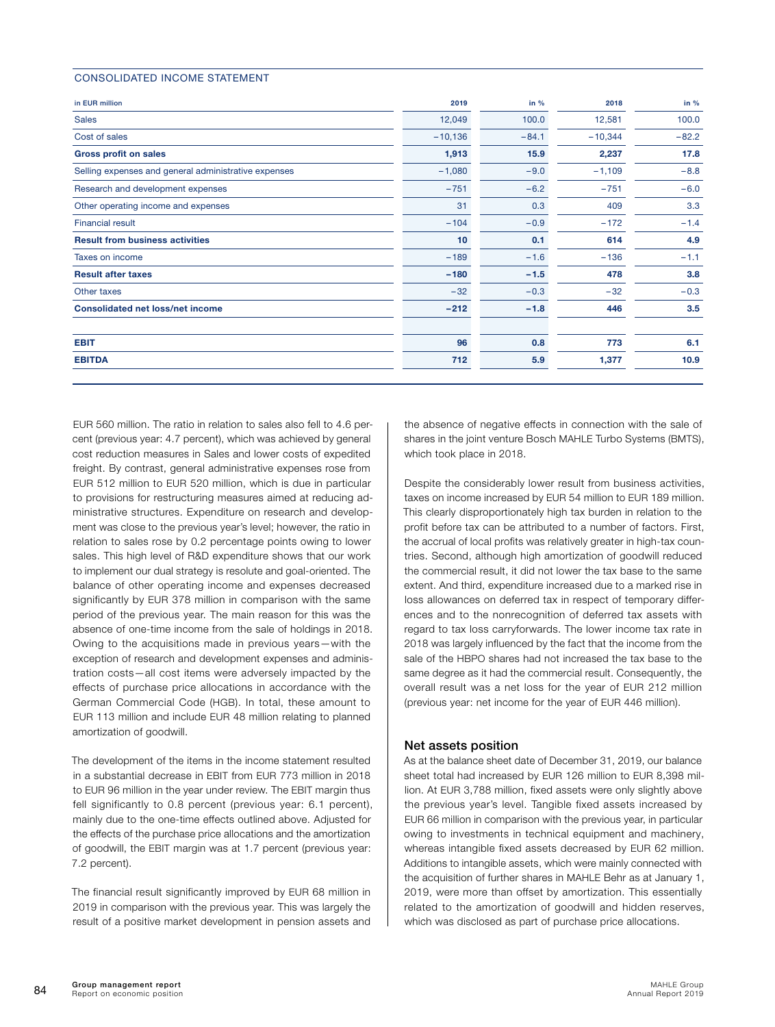CONSOLIDATED INCOME STATEMENT

| in EUR million | 2019 | in % | 2018 | in % |
|---|---|---|---|---|
| Sales | 12,049 | 100.0 | 12,581 | 100.0 |
| Cost of sales | −10,136 | −84.1 | −10,344 | −82.2 |
| **Gross profit on sales** | **1,913** | **15.9** | **2,237** | **17.8** |
| Selling expenses and general administrative expenses | −1,080 | −9.0 | −1,109 | −8.8 |
| Research and development expenses | −751 | −6.2 | −751 | −6.0 |
| Other operating income and expenses | 31 | 0.3 | 409 | 3.3 |
| Financial result | −104 | −0.9 | −172 | −1.4 |
| **Result from business activities** | **10** | **0.1** | **614** | **4.9** |
| Taxes on income | −189 | −1.6 | −136 | −1.1 |
| **Result after taxes** | **−180** | **−1.5** | **478** | **3.8** |
| Other taxes | −32 | −0.3 | −32 | −0.3 |
| **Consolidated net loss/net income** | **−212** | **−1.8** | **446** | **3.5** |
| | | | | |
| **EBIT** | **96** | **0.8** | **773** | **6.1** |
| **EBITDA** | **712** | **5.9** | **1,377** | **10.9** |

EUR 560 million. The ratio in relation to sales also fell to 4.6 percent (previous year: 4.7 percent), which was achieved by general cost reduction measures in Sales and lower costs of expedited freight. By contrast, general administrative expenses rose from EUR 512 million to EUR 520 million, which is due in particular to provisions for restructuring measures aimed at reducing administrative structures. Expenditure on research and development was close to the previous year's level; however, the ratio in relation to sales rose by 0.2 percentage points owing to lower sales. This high level of R&D expenditure shows that our work to implement our dual strategy is resolute and goal-oriented. The balance of other operating income and expenses decreased significantly by EUR 378 million in comparison with the same period of the previous year. The main reason for this was the absence of one-time income from the sale of holdings in 2018. Owing to the acquisitions made in previous years—with the exception of research and development expenses and administration costs—all cost items were adversely impacted by the effects of purchase price allocations in accordance with the German Commercial Code (HGB). In total, these amount to EUR 113 million and include EUR 48 million relating to planned amortization of goodwill.

The development of the items in the income statement resulted in a substantial decrease in EBIT from EUR 773 million in 2018 to EUR 96 million in the year under review. The EBIT margin thus fell significantly to 0.8 percent (previous year: 6.1 percent), mainly due to the one-time effects outlined above. Adjusted for the effects of the purchase price allocations and the amortization of goodwill, the EBIT margin was at 1.7 percent (previous year: 7.2 percent).

The financial result significantly improved by EUR 68 million in 2019 in comparison with the previous year. This was largely the result of a positive market development in pension assets and the absence of negative effects in connection with the sale of shares in the joint venture Bosch MAHLE Turbo Systems (BMTS), which took place in 2018.

Despite the considerably lower result from business activities, taxes on income increased by EUR 54 million to EUR 189 million. This clearly disproportionately high tax burden in relation to the profit before tax can be attributed to a number of factors. First, the accrual of local profits was relatively greater in high-tax countries. Second, although high amortization of goodwill reduced the commercial result, it did not lower the tax base to the same extent. And third, expenditure increased due to a marked rise in loss allowances on deferred tax in respect of temporary differences and to the nonrecognition of deferred tax assets with regard to tax loss carryforwards. The lower income tax rate in 2018 was largely influenced by the fact that the income from the sale of the HBPO shares had not increased the tax base to the same degree as it had the commercial result. Consequently, the overall result was a net loss for the year of EUR 212 million (previous year: net income for the year of EUR 446 million).

## Net assets position

As at the balance sheet date of December 31, 2019, our balance sheet total had increased by EUR 126 million to EUR 8,398 million. At EUR 3,788 million, fixed assets were only slightly above the previous year's level. Tangible fixed assets increased by EUR 66 million in comparison with the previous year, in particular owing to investments in technical equipment and machinery, whereas intangible fixed assets decreased by EUR 62 million. Additions to intangible assets, which were mainly connected with the acquisition of further shares in MAHLE Behr as at January 1, 2019, were more than offset by amortization. This essentially related to the amortization of goodwill and hidden reserves, which was disclosed as part of purchase price allocations.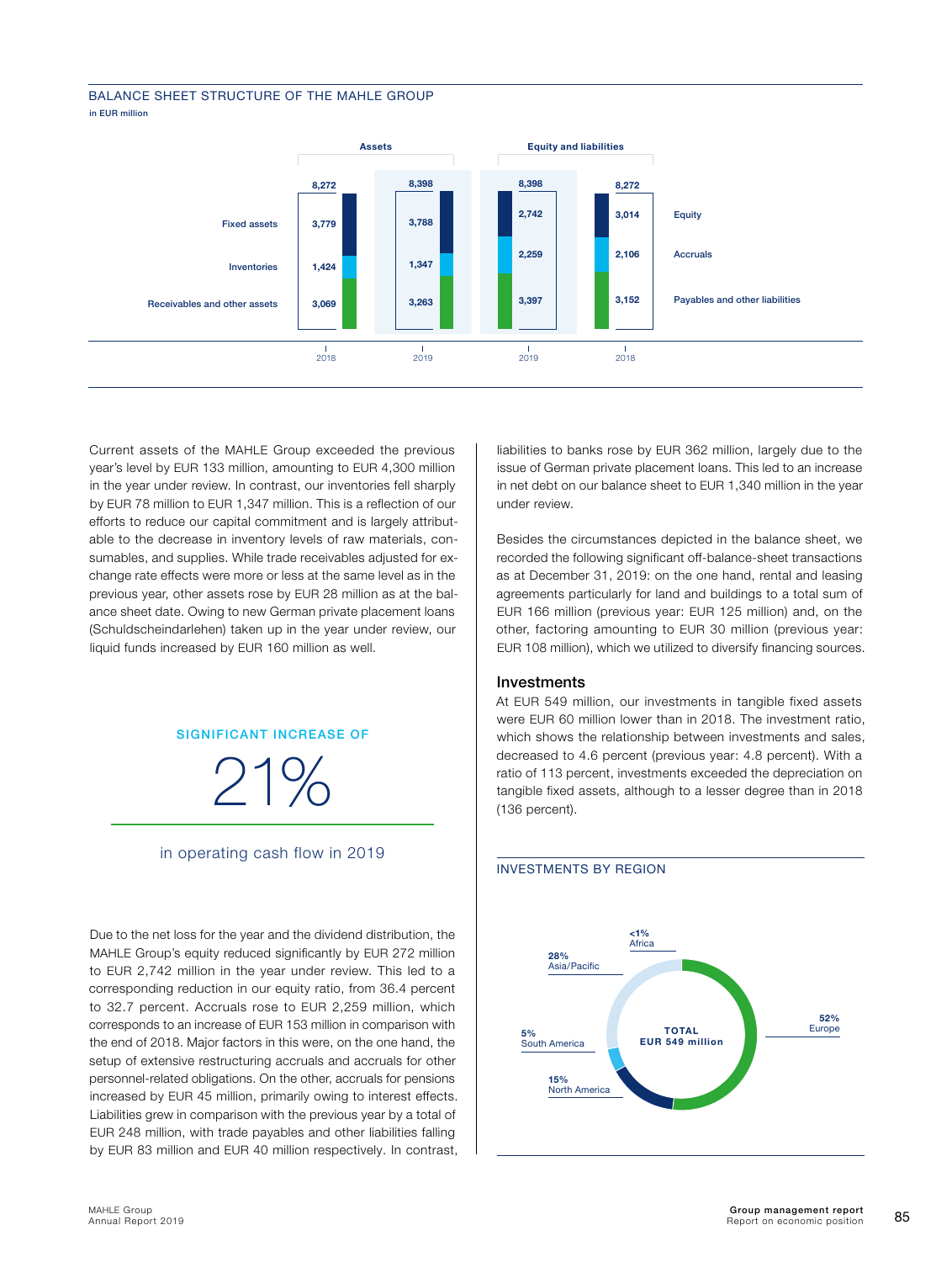## BALANCE SHEET STRUCTURE OF THE MAHLE GROUP

in EUR million

| Assets | 2018 | 2019 |
|---|---|---|
| Fixed assets | 3,779 | 3,788 |
| Inventories | 1,424 | 1,347 |
| Receivables and other assets | 3,069 | 3,263 |
| Total | 8,272 | 8,398 |

| Equity and liabilities | 2019 | 2018 |
|---|---|---|
| Equity | 2,742 | 3,014 |
| Accruals | 2,259 | 2,106 |
| Payables and other liabilities | 3,397 | 3,152 |
| Total | 8,398 | 8,272 |

Current assets of the MAHLE Group exceeded the previous year's level by EUR 133 million, amounting to EUR 4,300 million in the year under review. In contrast, our inventories fell sharply by EUR 78 million to EUR 1,347 million. This is a reflection of our efforts to reduce our capital commitment and is largely attributable to the decrease in inventory levels of raw materials, consumables, and supplies. While trade receivables adjusted for exchange rate effects were more or less at the same level as in the previous year, other assets rose by EUR 28 million as at the balance sheet date. Owing to new German private placement loans (Schuldscheindarlehen) taken up in the year under review, our liquid funds increased by EUR 160 million as well.

SIGNIFICANT INCREASE OF

21%

in operating cash flow in 2019

Due to the net loss for the year and the dividend distribution, the MAHLE Group's equity reduced significantly by EUR 272 million to EUR 2,742 million in the year under review. This led to a corresponding reduction in our equity ratio, from 36.4 percent to 32.7 percent. Accruals rose to EUR 2,259 million, which corresponds to an increase of EUR 153 million in comparison with the end of 2018. Major factors in this were, on the one hand, the setup of extensive restructuring accruals and accruals for other personnel-related obligations. On the other, accruals for pensions increased by EUR 45 million, primarily owing to interest effects. Liabilities grew in comparison with the previous year by a total of EUR 248 million, with trade payables and other liabilities falling by EUR 83 million and EUR 40 million respectively. In contrast, liabilities to banks rose by EUR 362 million, largely due to the issue of German private placement loans. This led to an increase in net debt on our balance sheet to EUR 1,340 million in the year under review.

Besides the circumstances depicted in the balance sheet, we recorded the following significant off-balance-sheet transactions as at December 31, 2019: on the one hand, rental and leasing agreements particularly for land and buildings to a total sum of EUR 166 million (previous year: EUR 125 million) and, on the other, factoring amounting to EUR 30 million (previous year: EUR 108 million), which we utilized to diversify financing sources.

### Investments

At EUR 549 million, our investments in tangible fixed assets were EUR 60 million lower than in 2018. The investment ratio, which shows the relationship between investments and sales, decreased to 4.6 percent (previous year: 4.8 percent). With a ratio of 113 percent, investments exceeded the depreciation on tangible fixed assets, although to a lesser degree than in 2018 (136 percent).

## INVESTMENTS BY REGION

TOTAL EUR 549 million

| Region | Share |
|---|---|
| Europe | 52% |
| North America | 15% |
| South America | 5% |
| Asia/Pacific | 28% |
| Africa | <1% |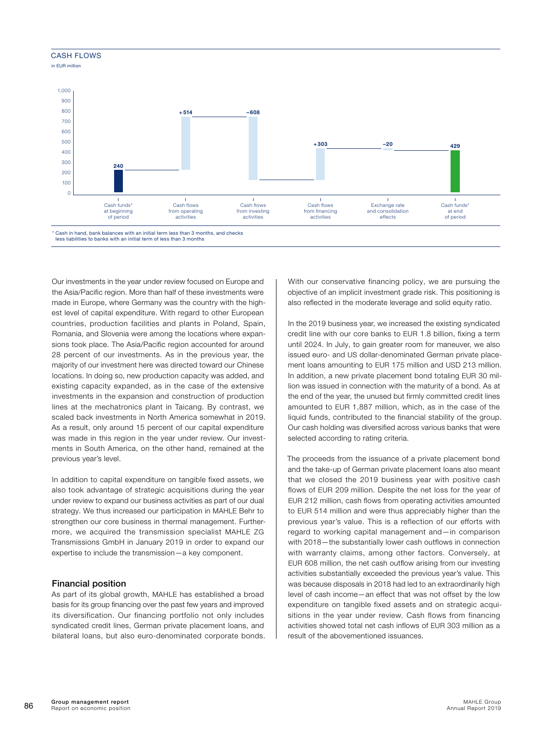## CASH FLOWS

in EUR million

| Cash funds* at beginning of period | Cash flows from operating activities | Cash flows from investing activities | Cash flows from financing activities | Exchange rate and consolidation effects | Cash funds* at end of period |
|---|---|---|---|---|---|
| 240 | +514 | −608 | +303 | −20 | 429 |

* Cash in hand, bank balances with an initial term less than 3 months, and checks less liabilities to banks with an initial term of less than 3 months

Our investments in the year under review focused on Europe and the Asia/Pacific region. More than half of these investments were made in Europe, where Germany was the country with the highest level of capital expenditure. With regard to other European countries, production facilities and plants in Poland, Spain, Romania, and Slovenia were among the locations where expansions took place. The Asia/Pacific region accounted for around 28 percent of our investments. As in the previous year, the majority of our investment here was directed toward our Chinese locations. In doing so, new production capacity was added, and existing capacity expanded, as in the case of the extensive investments in the expansion and construction of production lines at the mechatronics plant in Taicang. By contrast, we scaled back investments in North America somewhat in 2019. As a result, only around 15 percent of our capital expenditure was made in this region in the year under review. Our investments in South America, on the other hand, remained at the previous year's level.

In addition to capital expenditure on tangible fixed assets, we also took advantage of strategic acquisitions during the year under review to expand our business activities as part of our dual strategy. We thus increased our participation in MAHLE Behr to strengthen our core business in thermal management. Furthermore, we acquired the transmission specialist MAHLE ZG Transmissions GmbH in January 2019 in order to expand our expertise to include the transmission—a key component.

### Financial position

As part of its global growth, MAHLE has established a broad basis for its group financing over the past few years and improved its diversification. Our financing portfolio not only includes syndicated credit lines, German private placement loans, and bilateral loans, but also euro-denominated corporate bonds. With our conservative financing policy, we are pursuing the objective of an implicit investment grade risk. This positioning is also reflected in the moderate leverage and solid equity ratio.

In the 2019 business year, we increased the existing syndicated credit line with our core banks to EUR 1.8 billion, fixing a term until 2024. In July, to gain greater room for maneuver, we also issued euro- and US dollar-denominated German private placement loans amounting to EUR 175 million and USD 213 million. In addition, a new private placement bond totaling EUR 30 million was issued in connection with the maturity of a bond. As at the end of the year, the unused but firmly committed credit lines amounted to EUR 1,887 million, which, as in the case of the liquid funds, contributed to the financial stability of the group. Our cash holding was diversified across various banks that were selected according to rating criteria.

The proceeds from the issuance of a private placement bond and the take-up of German private placement loans also meant that we closed the 2019 business year with positive cash flows of EUR 209 million. Despite the net loss for the year of EUR 212 million, cash flows from operating activities amounted to EUR 514 million and were thus appreciably higher than the previous year's value. This is a reflection of our efforts with regard to working capital management and—in comparison with 2018—the substantially lower cash outflows in connection with warranty claims, among other factors. Conversely, at EUR 608 million, the net cash outflow arising from our investing activities substantially exceeded the previous year's value. This was because disposals in 2018 had led to an extraordinarily high level of cash income—an effect that was not offset by the low expenditure on tangible fixed assets and on strategic acquisitions in the year under review. Cash flows from financing activities showed total net cash inflows of EUR 303 million as a result of the abovementioned issuances.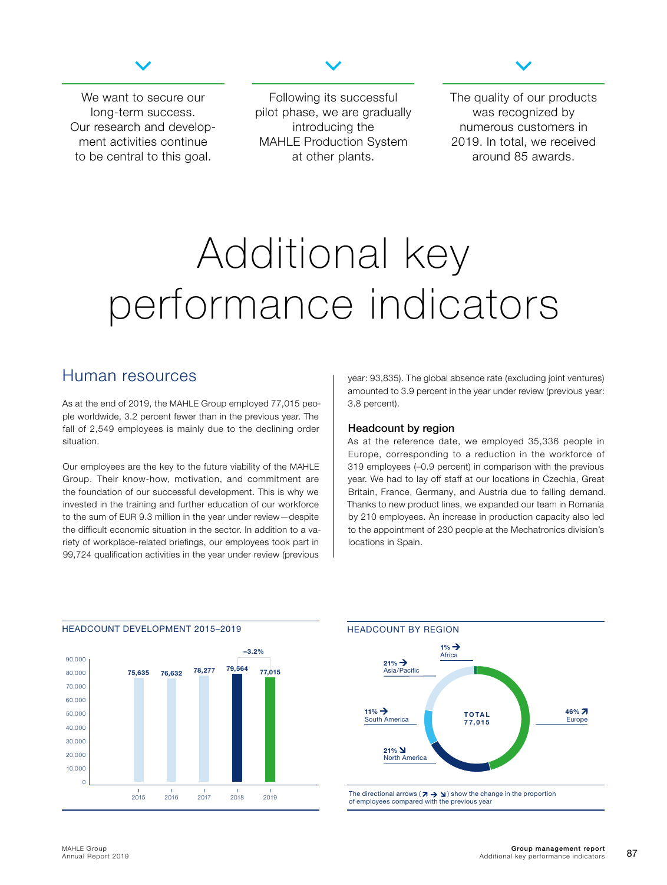We want to secure our long-term success. Our research and development activities continue to be central to this goal.

Following its successful pilot phase, we are gradually introducing the MAHLE Production System at other plants.

The quality of our products was recognized by numerous customers in 2019. In total, we received around 85 awards.

# Additional key performance indicators

## Human resources

As at the end of 2019, the MAHLE Group employed 77,015 people worldwide, 3.2 percent fewer than in the previous year. The fall of 2,549 employees is mainly due to the declining order situation.

Our employees are the key to the future viability of the MAHLE Group. Their know-how, motivation, and commitment are the foundation of our successful development. This is why we invested in the training and further education of our workforce to the sum of EUR 9.3 million in the year under review—despite the difficult economic situation in the sector. In addition to a variety of workplace-related briefings, our employees took part in 99,724 qualification activities in the year under review (previous year: 93,835). The global absence rate (excluding joint ventures) amounted to 3.9 percent in the year under review (previous year: 3.8 percent).

### Headcount by region

As at the reference date, we employed 35,336 people in Europe, corresponding to a reduction in the workforce of 319 employees (–0.9 percent) in comparison with the previous year. We had to lay off staff at our locations in Czechia, Great Britain, France, Germany, and Austria due to falling demand. Thanks to new product lines, we expanded our team in Romania by 210 employees. An increase in production capacity also led to the appointment of 230 people at the Mechatronics division's locations in Spain.

HEADCOUNT DEVELOPMENT 2015–2019

| 2015 | 2016 | 2017 | 2018 | 2019 |
|---|---|---|---|---|
| 75,635 | 76,632 | 78,277 | 79,564 | 77,015 (–3.2%) |

HEADCOUNT BY REGION

TOTAL 77,015

| Region | Share | Change |
|---|---|---|
| Europe | 46% | ↗ |
| North America | 21% | ↘ |
| South America | 11% | → |
| Asia/Pacific | 21% | → |
| Africa | 1% | → |

The directional arrows (↗ → ↘) show the change in the proportion of employees compared with the previous year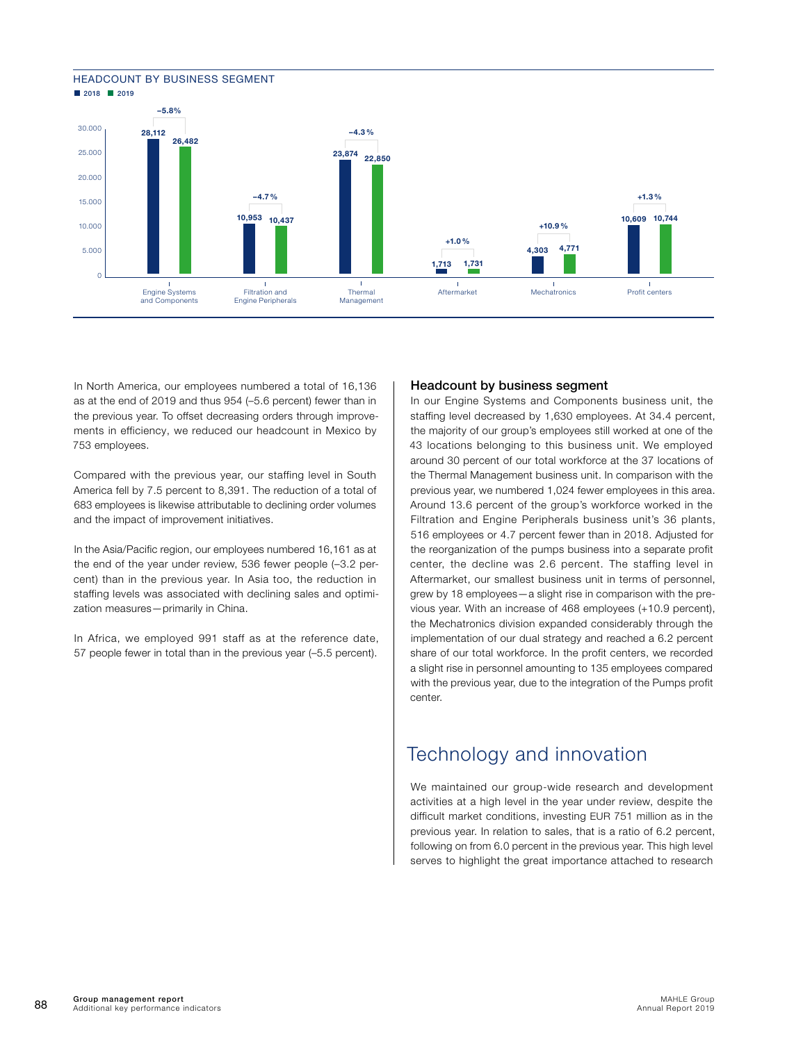## HEADCOUNT BY BUSINESS SEGMENT

| Business segment | 2018 | 2019 | Change |
|---|---|---|---|
| Engine Systems and Components | 28,112 | 26,482 | –5.8% |
| Filtration and Engine Peripherals | 10,953 | 10,437 | –4.7% |
| Thermal Management | 23,874 | 22,850 | –4.3% |
| Aftermarket | 1,713 | 1,731 | +1.0% |
| Mechatronics | 4,303 | 4,771 | +10.9% |
| Profit centers | 10,609 | 10,744 | +1.3% |

In North America, our employees numbered a total of 16,136 as at the end of 2019 and thus 954 (–5.6 percent) fewer than in the previous year. To offset decreasing orders through improvements in efficiency, we reduced our headcount in Mexico by 753 employees.

Compared with the previous year, our staffing level in South America fell by 7.5 percent to 8,391. The reduction of a total of 683 employees is likewise attributable to declining order volumes and the impact of improvement initiatives.

In the Asia/Pacific region, our employees numbered 16,161 as at the end of the year under review, 536 fewer people (–3.2 percent) than in the previous year. In Asia too, the reduction in staffing levels was associated with declining sales and optimization measures—primarily in China.

In Africa, we employed 991 staff as at the reference date, 57 people fewer in total than in the previous year (–5.5 percent).

### Headcount by business segment

In our Engine Systems and Components business unit, the staffing level decreased by 1,630 employees. At 34.4 percent, the majority of our group's employees still worked at one of the 43 locations belonging to this business unit. We employed around 30 percent of our total workforce at the 37 locations of the Thermal Management business unit. In comparison with the previous year, we numbered 1,024 fewer employees in this area. Around 13.6 percent of the group's workforce worked in the Filtration and Engine Peripherals business unit's 36 plants, 516 employees or 4.7 percent fewer than in 2018. Adjusted for the reorganization of the pumps business into a separate profit center, the decline was 2.6 percent. The staffing level in Aftermarket, our smallest business unit in terms of personnel, grew by 18 employees—a slight rise in comparison with the previous year. With an increase of 468 employees (+10.9 percent), the Mechatronics division expanded considerably through the implementation of our dual strategy and reached a 6.2 percent share of our total workforce. In the profit centers, we recorded a slight rise in personnel amounting to 135 employees compared with the previous year, due to the integration of the Pumps profit center.

# Technology and innovation

We maintained our group-wide research and development activities at a high level in the year under review, despite the difficult market conditions, investing EUR 751 million as in the previous year. In relation to sales, that is a ratio of 6.2 percent, following on from 6.0 percent in the previous year. This high level serves to highlight the great importance attached to research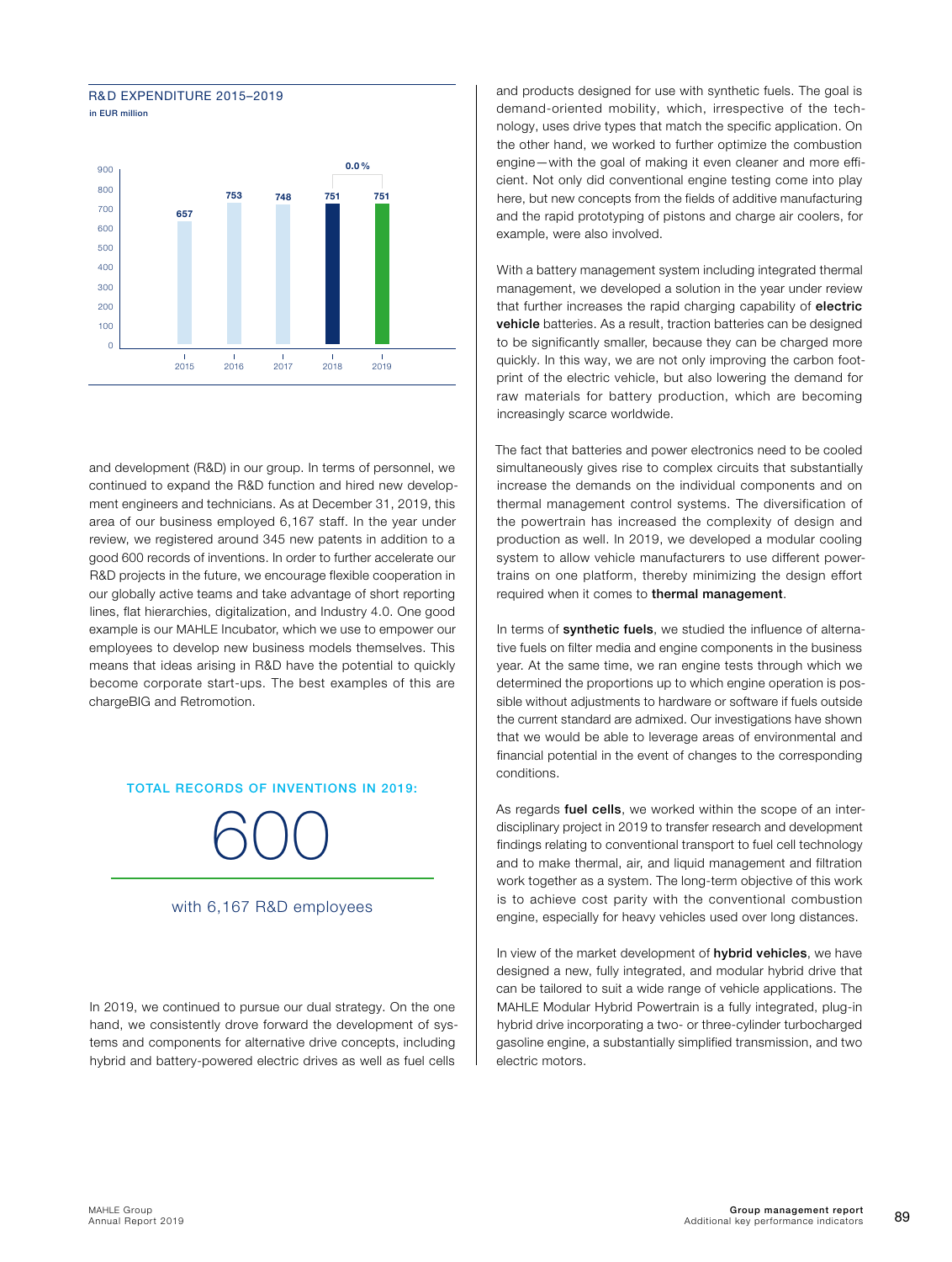R&D EXPENDITURE 2015–2019
in EUR million

| Year | R&D expenditure |
|---|---|
| 2015 | 657 |
| 2016 | 753 |
| 2017 | 748 |
| 2018 | 751 |
| 2019 | 751 |

0.0 %

and development (R&D) in our group. In terms of personnel, we continued to expand the R&D function and hired new development engineers and technicians. As at December 31, 2019, this area of our business employed 6,167 staff. In the year under review, we registered around 345 new patents in addition to a good 600 records of inventions. In order to further accelerate our R&D projects in the future, we encourage flexible cooperation in our globally active teams and take advantage of short reporting lines, flat hierarchies, digitalization, and Industry 4.0. One good example is our MAHLE Incubator, which we use to empower our employees to develop new business models themselves. This means that ideas arising in R&D have the potential to quickly become corporate start-ups. The best examples of this are chargeBIG and Retromotion.

TOTAL RECORDS OF INVENTIONS IN 2019:

600

with 6,167 R&D employees

In 2019, we continued to pursue our dual strategy. On the one hand, we consistently drove forward the development of systems and components for alternative drive concepts, including hybrid and battery-powered electric drives as well as fuel cells and products designed for use with synthetic fuels. The goal is demand-oriented mobility, which, irrespective of the technology, uses drive types that match the specific application. On the other hand, we worked to further optimize the combustion engine—with the goal of making it even cleaner and more efficient. Not only did conventional engine testing come into play here, but new concepts from the fields of additive manufacturing and the rapid prototyping of pistons and charge air coolers, for example, were also involved.

With a battery management system including integrated thermal management, we developed a solution in the year under review that further increases the rapid charging capability of **electric vehicle** batteries. As a result, traction batteries can be designed to be significantly smaller, because they can be charged more quickly. In this way, we are not only improving the carbon footprint of the electric vehicle, but also lowering the demand for raw materials for battery production, which are becoming increasingly scarce worldwide.

The fact that batteries and power electronics need to be cooled simultaneously gives rise to complex circuits that substantially increase the demands on the individual components and on thermal management control systems. The diversification of the powertrain has increased the complexity of design and production as well. In 2019, we developed a modular cooling system to allow vehicle manufacturers to use different powertrains on one platform, thereby minimizing the design effort required when it comes to **thermal management**.

In terms of **synthetic fuels**, we studied the influence of alternative fuels on filter media and engine components in the business year. At the same time, we ran engine tests through which we determined the proportions up to which engine operation is possible without adjustments to hardware or software if fuels outside the current standard are admixed. Our investigations have shown that we would be able to leverage areas of environmental and financial potential in the event of changes to the corresponding conditions.

As regards **fuel cells**, we worked within the scope of an interdisciplinary project in 2019 to transfer research and development findings relating to conventional transport to fuel cell technology and to make thermal, air, and liquid management and filtration work together as a system. The long-term objective of this work is to achieve cost parity with the conventional combustion engine, especially for heavy vehicles used over long distances.

In view of the market development of **hybrid vehicles**, we have designed a new, fully integrated, and modular hybrid drive that can be tailored to suit a wide range of vehicle applications. The MAHLE Modular Hybrid Powertrain is a fully integrated, plug-in hybrid drive incorporating a two- or three-cylinder turbocharged gasoline engine, a substantially simplified transmission, and two electric motors.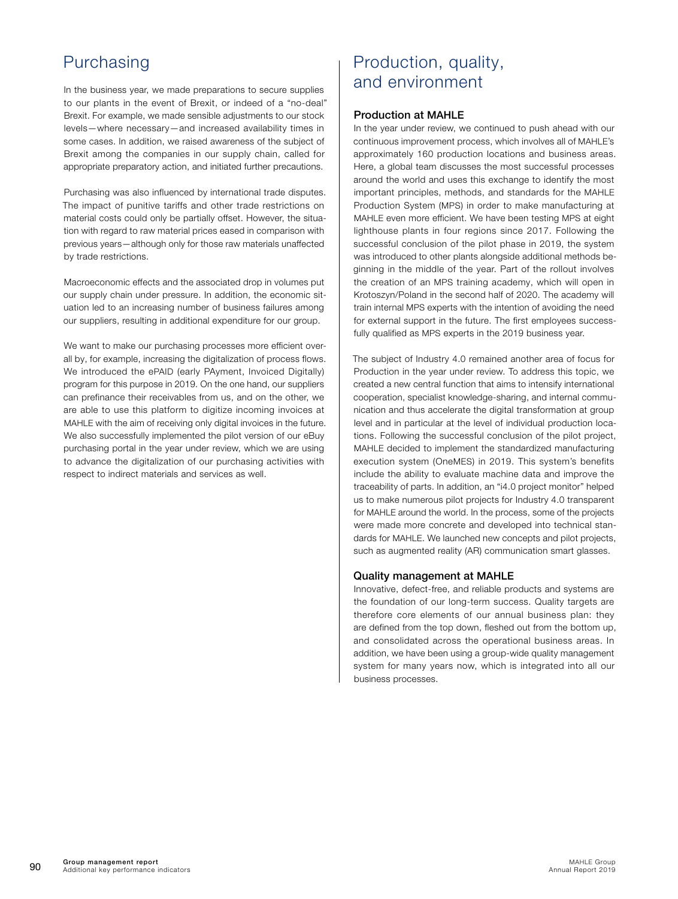# Purchasing

In the business year, we made preparations to secure supplies to our plants in the event of Brexit, or indeed of a "no-deal" Brexit. For example, we made sensible adjustments to our stock levels—where necessary—and increased availability times in some cases. In addition, we raised awareness of the subject of Brexit among the companies in our supply chain, called for appropriate preparatory action, and initiated further precautions.

Purchasing was also influenced by international trade disputes. The impact of punitive tariffs and other trade restrictions on material costs could only be partially offset. However, the situation with regard to raw material prices eased in comparison with previous years—although only for those raw materials unaffected by trade restrictions.

Macroeconomic effects and the associated drop in volumes put our supply chain under pressure. In addition, the economic situation led to an increasing number of business failures among our suppliers, resulting in additional expenditure for our group.

We want to make our purchasing processes more efficient overall by, for example, increasing the digitalization of process flows. We introduced the ePAID (early PAyment, Invoiced Digitally) program for this purpose in 2019. On the one hand, our suppliers can prefinance their receivables from us, and on the other, we are able to use this platform to digitize incoming invoices at MAHLE with the aim of receiving only digital invoices in the future. We also successfully implemented the pilot version of our eBuy purchasing portal in the year under review, which we are using to advance the digitalization of our purchasing activities with respect to indirect materials and services as well.

# Production, quality, and environment

## Production at MAHLE

In the year under review, we continued to push ahead with our continuous improvement process, which involves all of MAHLE's approximately 160 production locations and business areas. Here, a global team discusses the most successful processes around the world and uses this exchange to identify the most important principles, methods, and standards for the MAHLE Production System (MPS) in order to make manufacturing at MAHLE even more efficient. We have been testing MPS at eight lighthouse plants in four regions since 2017. Following the successful conclusion of the pilot phase in 2019, the system was introduced to other plants alongside additional methods beginning in the middle of the year. Part of the rollout involves the creation of an MPS training academy, which will open in Krotoszyn/Poland in the second half of 2020. The academy will train internal MPS experts with the intention of avoiding the need for external support in the future. The first employees successfully qualified as MPS experts in the 2019 business year.

The subject of Industry 4.0 remained another area of focus for Production in the year under review. To address this topic, we created a new central function that aims to intensify international cooperation, specialist knowledge-sharing, and internal communication and thus accelerate the digital transformation at group level and in particular at the level of individual production locations. Following the successful conclusion of the pilot project, MAHLE decided to implement the standardized manufacturing execution system (OneMES) in 2019. This system's benefits include the ability to evaluate machine data and improve the traceability of parts. In addition, an "i4.0 project monitor" helped us to make numerous pilot projects for Industry 4.0 transparent for MAHLE around the world. In the process, some of the projects were made more concrete and developed into technical standards for MAHLE. We launched new concepts and pilot projects, such as augmented reality (AR) communication smart glasses.

## Quality management at MAHLE

Innovative, defect-free, and reliable products and systems are the foundation of our long-term success. Quality targets are therefore core elements of our annual business plan: they are defined from the top down, fleshed out from the bottom up, and consolidated across the operational business areas. In addition, we have been using a group-wide quality management system for many years now, which is integrated into all our business processes.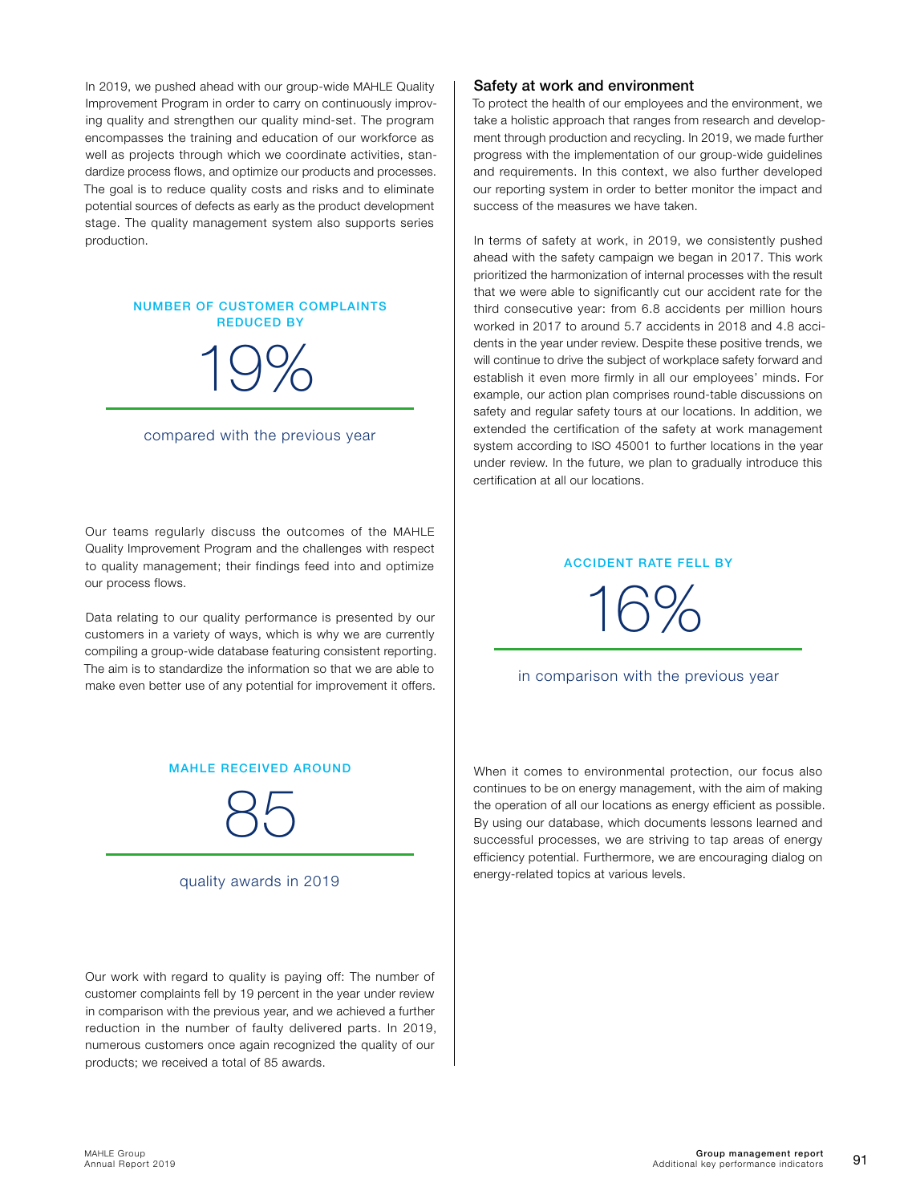In 2019, we pushed ahead with our group-wide MAHLE Quality Improvement Program in order to carry on continuously improving quality and strengthen our quality mind-set. The program encompasses the training and education of our workforce as well as projects through which we coordinate activities, standardize process flows, and optimize our products and processes. The goal is to reduce quality costs and risks and to eliminate potential sources of defects as early as the product development stage. The quality management system also supports series production.

NUMBER OF CUSTOMER COMPLAINTS REDUCED BY

**19%**

compared with the previous year

Our teams regularly discuss the outcomes of the MAHLE Quality Improvement Program and the challenges with respect to quality management; their findings feed into and optimize our process flows.

Data relating to our quality performance is presented by our customers in a variety of ways, which is why we are currently compiling a group-wide database featuring consistent reporting. The aim is to standardize the information so that we are able to make even better use of any potential for improvement it offers.

MAHLE RECEIVED AROUND

**85**

quality awards in 2019

Our work with regard to quality is paying off: The number of customer complaints fell by 19 percent in the year under review in comparison with the previous year, and we achieved a further reduction in the number of faulty delivered parts. In 2019, numerous customers once again recognized the quality of our products; we received a total of 85 awards.

### Safety at work and environment

To protect the health of our employees and the environment, we take a holistic approach that ranges from research and development through production and recycling. In 2019, we made further progress with the implementation of our group-wide guidelines and requirements. In this context, we also further developed our reporting system in order to better monitor the impact and success of the measures we have taken.

In terms of safety at work, in 2019, we consistently pushed ahead with the safety campaign we began in 2017. This work prioritized the harmonization of internal processes with the result that we were able to significantly cut our accident rate for the third consecutive year: from 6.8 accidents per million hours worked in 2017 to around 5.7 accidents in 2018 and 4.8 accidents in the year under review. Despite these positive trends, we will continue to drive the subject of workplace safety forward and establish it even more firmly in all our employees' minds. For example, our action plan comprises round-table discussions on safety and regular safety tours at our locations. In addition, we extended the certification of the safety at work management system according to ISO 45001 to further locations in the year under review. In the future, we plan to gradually introduce this certification at all our locations.

ACCIDENT RATE FELL BY

**16%**

in comparison with the previous year

When it comes to environmental protection, our focus also continues to be on energy management, with the aim of making the operation of all our locations as energy efficient as possible. By using our database, which documents lessons learned and successful processes, we are striving to tap areas of energy efficiency potential. Furthermore, we are encouraging dialog on energy-related topics at various levels.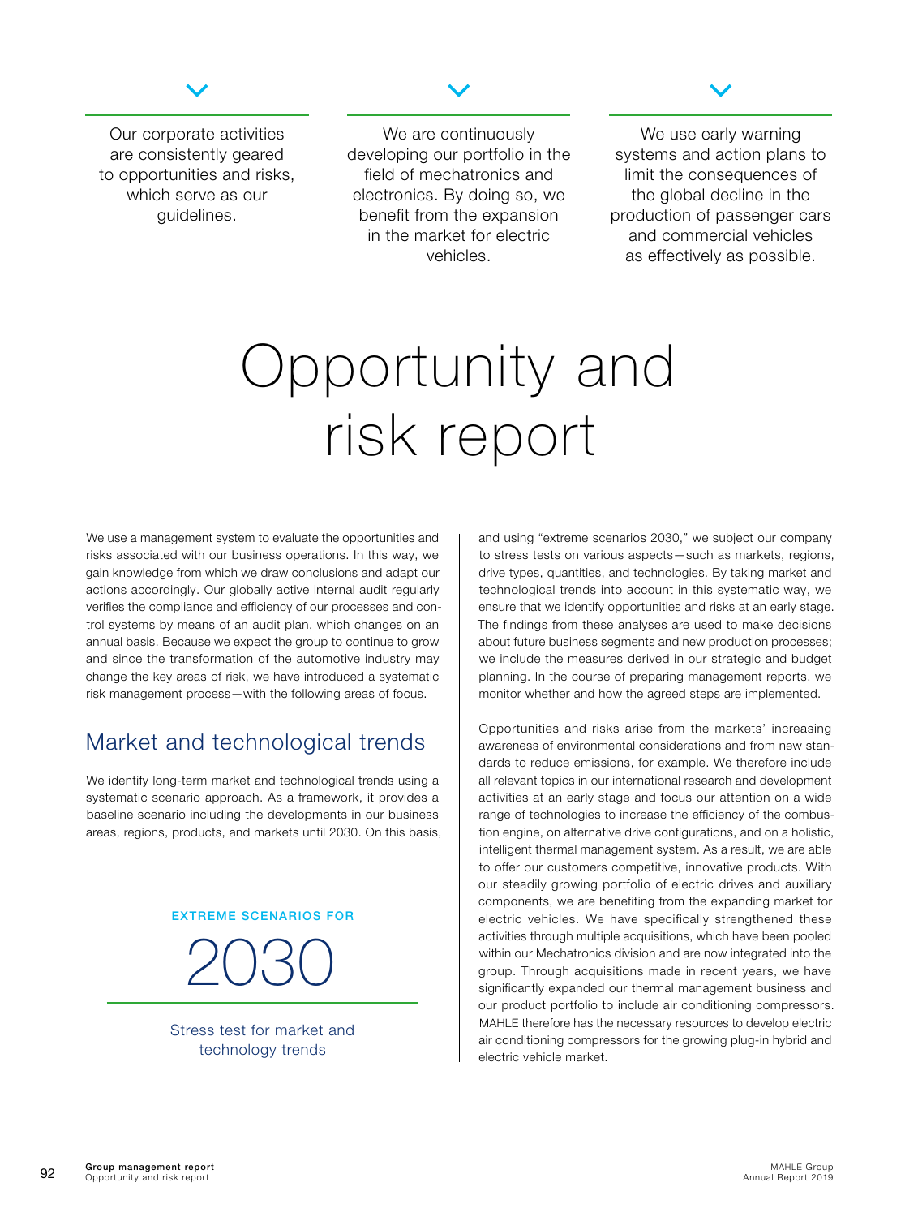Our corporate activities are consistently geared to opportunities and risks, which serve as our guidelines.

We are continuously developing our portfolio in the field of mechatronics and electronics. By doing so, we benefit from the expansion in the market for electric vehicles.

We use early warning systems and action plans to limit the consequences of the global decline in the production of passenger cars and commercial vehicles as effectively as possible.

# Opportunity and risk report

We use a management system to evaluate the opportunities and risks associated with our business operations. In this way, we gain knowledge from which we draw conclusions and adapt our actions accordingly. Our globally active internal audit regularly verifies the compliance and efficiency of our processes and control systems by means of an audit plan, which changes on an annual basis. Because we expect the group to continue to grow and since the transformation of the automotive industry may change the key areas of risk, we have introduced a systematic risk management process—with the following areas of focus.

## Market and technological trends

We identify long-term market and technological trends using a systematic scenario approach. As a framework, it provides a baseline scenario including the developments in our business areas, regions, products, and markets until 2030. On this basis, and using "extreme scenarios 2030," we subject our company to stress tests on various aspects—such as markets, regions, drive types, quantities, and technologies. By taking market and technological trends into account in this systematic way, we ensure that we identify opportunities and risks at an early stage. The findings from these analyses are used to make decisions about future business segments and new production processes; we include the measures derived in our strategic and budget planning. In the course of preparing management reports, we monitor whether and how the agreed steps are implemented.

**EXTREME SCENARIOS FOR**

**2030**

Stress test for market and technology trends

Opportunities and risks arise from the markets' increasing awareness of environmental considerations and from new standards to reduce emissions, for example. We therefore include all relevant topics in our international research and development activities at an early stage and focus our attention on a wide range of technologies to increase the efficiency of the combustion engine, on alternative drive configurations, and on a holistic, intelligent thermal management system. As a result, we are able to offer our customers competitive, innovative products. With our steadily growing portfolio of electric drives and auxiliary components, we are benefiting from the expanding market for electric vehicles. We have specifically strengthened these activities through multiple acquisitions, which have been pooled within our Mechatronics division and are now integrated into the group. Through acquisitions made in recent years, we have significantly expanded our thermal management business and our product portfolio to include air conditioning compressors. MAHLE therefore has the necessary resources to develop electric air conditioning compressors for the growing plug-in hybrid and electric vehicle market.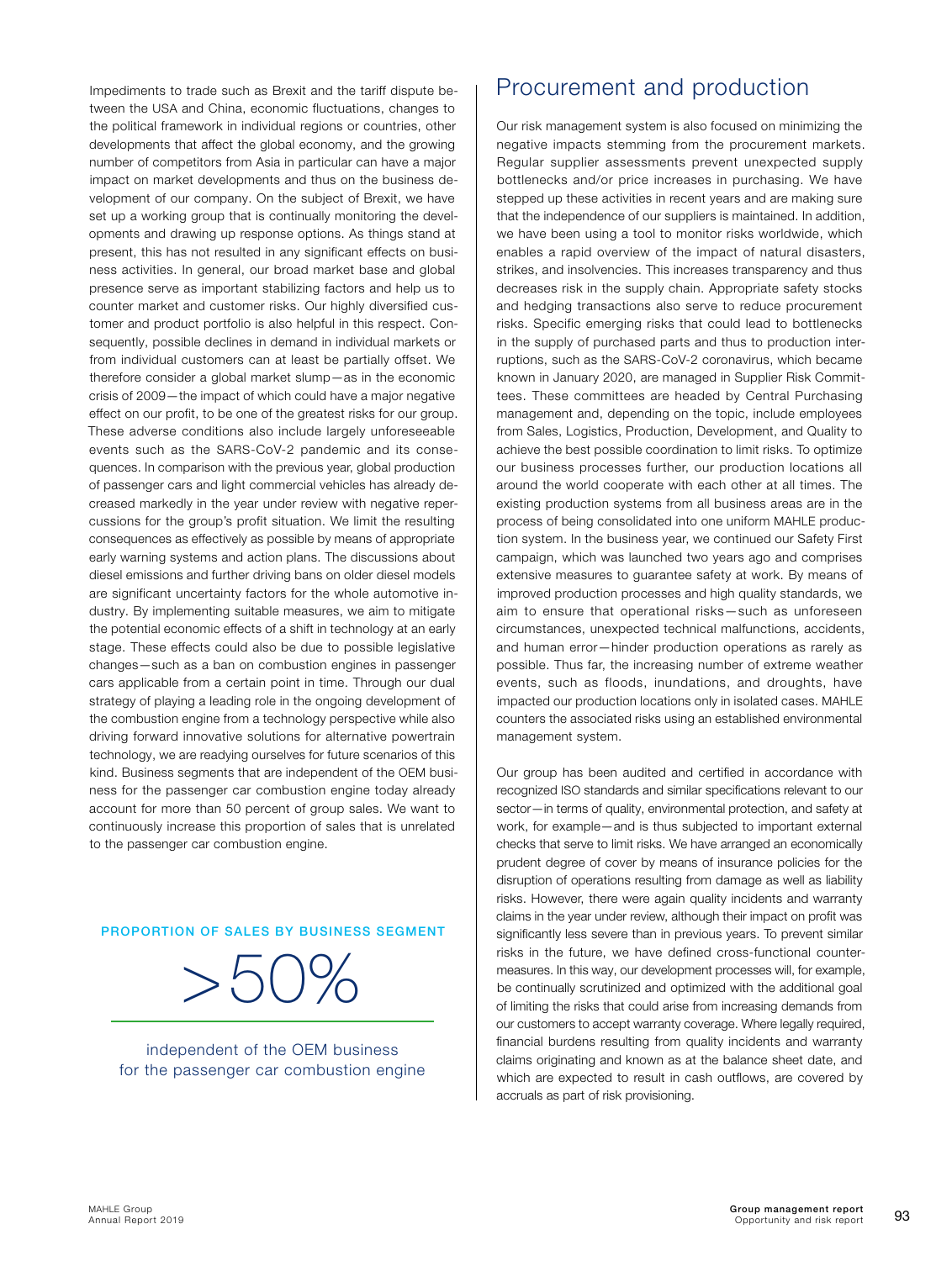Impediments to trade such as Brexit and the tariff dispute between the USA and China, economic fluctuations, changes to the political framework in individual regions or countries, other developments that affect the global economy, and the growing number of competitors from Asia in particular can have a major impact on market developments and thus on the business development of our company. On the subject of Brexit, we have set up a working group that is continually monitoring the developments and drawing up response options. As things stand at present, this has not resulted in any significant effects on business activities. In general, our broad market base and global presence serve as important stabilizing factors and help us to counter market and customer risks. Our highly diversified customer and product portfolio is also helpful in this respect. Consequently, possible declines in demand in individual markets or from individual customers can at least be partially offset. We therefore consider a global market slump—as in the economic crisis of 2009—the impact of which could have a major negative effect on our profit, to be one of the greatest risks for our group. These adverse conditions also include largely unforeseeable events such as the SARS-CoV-2 pandemic and its consequences. In comparison with the previous year, global production of passenger cars and light commercial vehicles has already decreased markedly in the year under review with negative repercussions for the group's profit situation. We limit the resulting consequences as effectively as possible by means of appropriate early warning systems and action plans. The discussions about diesel emissions and further driving bans on older diesel models are significant uncertainty factors for the whole automotive industry. By implementing suitable measures, we aim to mitigate the potential economic effects of a shift in technology at an early stage. These effects could also be due to possible legislative changes—such as a ban on combustion engines in passenger cars applicable from a certain point in time. Through our dual strategy of playing a leading role in the ongoing development of the combustion engine from a technology perspective while also driving forward innovative solutions for alternative powertrain technology, we are readying ourselves for future scenarios of this kind. Business segments that are independent of the OEM business for the passenger car combustion engine today already account for more than 50 percent of group sales. We want to continuously increase this proportion of sales that is unrelated to the passenger car combustion engine.

**PROPORTION OF SALES BY BUSINESS SEGMENT**

>50%

independent of the OEM business for the passenger car combustion engine

## Procurement and production

Our risk management system is also focused on minimizing the negative impacts stemming from the procurement markets. Regular supplier assessments prevent unexpected supply bottlenecks and/or price increases in purchasing. We have stepped up these activities in recent years and are making sure that the independence of our suppliers is maintained. In addition, we have been using a tool to monitor risks worldwide, which enables a rapid overview of the impact of natural disasters, strikes, and insolvencies. This increases transparency and thus decreases risk in the supply chain. Appropriate safety stocks and hedging transactions also serve to reduce procurement risks. Specific emerging risks that could lead to bottlenecks in the supply of purchased parts and thus to production interruptions, such as the SARS-CoV-2 coronavirus, which became known in January 2020, are managed in Supplier Risk Committees. These committees are headed by Central Purchasing management and, depending on the topic, include employees from Sales, Logistics, Production, Development, and Quality to achieve the best possible coordination to limit risks. To optimize our business processes further, our production locations all around the world cooperate with each other at all times. The existing production systems from all business areas are in the process of being consolidated into one uniform MAHLE production system. In the business year, we continued our Safety First campaign, which was launched two years ago and comprises extensive measures to guarantee safety at work. By means of improved production processes and high quality standards, we aim to ensure that operational risks—such as unforeseen circumstances, unexpected technical malfunctions, accidents, and human error—hinder production operations as rarely as possible. Thus far, the increasing number of extreme weather events, such as floods, inundations, and droughts, have impacted our production locations only in isolated cases. MAHLE counters the associated risks using an established environmental management system.

Our group has been audited and certified in accordance with recognized ISO standards and similar specifications relevant to our sector—in terms of quality, environmental protection, and safety at work, for example—and is thus subjected to important external checks that serve to limit risks. We have arranged an economically prudent degree of cover by means of insurance policies for the disruption of operations resulting from damage as well as liability risks. However, there were again quality incidents and warranty claims in the year under review, although their impact on profit was significantly less severe than in previous years. To prevent similar risks in the future, we have defined cross-functional countermeasures. In this way, our development processes will, for example, be continually scrutinized and optimized with the additional goal of limiting the risks that could arise from increasing demands from our customers to accept warranty coverage. Where legally required, financial burdens resulting from quality incidents and warranty claims originating and known as at the balance sheet date, and which are expected to result in cash outflows, are covered by accruals as part of risk provisioning.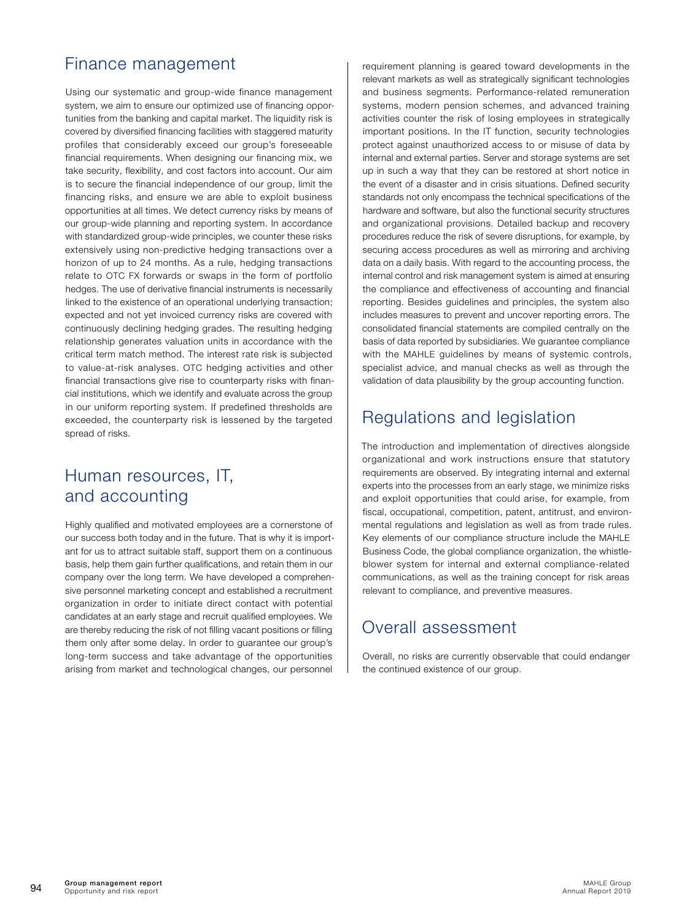## Finance management

Using our systematic and group-wide finance management system, we aim to ensure our optimized use of financing opportunities from the banking and capital market. The liquidity risk is covered by diversified financing facilities with staggered maturity profiles that considerably exceed our group's foreseeable financial requirements. When designing our financing mix, we take security, flexibility, and cost factors into account. Our aim is to secure the financial independence of our group, limit the financing risks, and ensure we are able to exploit business opportunities at all times. We detect currency risks by means of our group-wide planning and reporting system. In accordance with standardized group-wide principles, we counter these risks extensively using non-predictive hedging transactions over a horizon of up to 24 months. As a rule, hedging transactions relate to OTC FX forwards or swaps in the form of portfolio hedges. The use of derivative financial instruments is necessarily linked to the existence of an operational underlying transaction; expected and not yet invoiced currency risks are covered with continuously declining hedging grades. The resulting hedging relationship generates valuation units in accordance with the critical term match method. The interest rate risk is subjected to value-at-risk analyses. OTC hedging activities and other financial transactions give rise to counterparty risks with financial institutions, which we identify and evaluate across the group in our uniform reporting system. If predefined thresholds are exceeded, the counterparty risk is lessened by the targeted spread of risks.

## Human resources, IT, and accounting

Highly qualified and motivated employees are a cornerstone of our success both today and in the future. That is why it is important for us to attract suitable staff, support them on a continuous basis, help them gain further qualifications, and retain them in our company over the long term. We have developed a comprehensive personnel marketing concept and established a recruitment organization in order to initiate direct contact with potential candidates at an early stage and recruit qualified employees. We are thereby reducing the risk of not filling vacant positions or filling them only after some delay. In order to guarantee our group's long-term success and take advantage of the opportunities arising from market and technological changes, our personnel requirement planning is geared toward developments in the relevant markets as well as strategically significant technologies and business segments. Performance-related remuneration systems, modern pension schemes, and advanced training activities counter the risk of losing employees in strategically important positions. In the IT function, security technologies protect against unauthorized access to or misuse of data by internal and external parties. Server and storage systems are set up in such a way that they can be restored at short notice in the event of a disaster and in crisis situations. Defined security standards not only encompass the technical specifications of the hardware and software, but also the functional security structures and organizational provisions. Detailed backup and recovery procedures reduce the risk of severe disruptions, for example, by securing access procedures as well as mirroring and archiving data on a daily basis. With regard to the accounting process, the internal control and risk management system is aimed at ensuring the compliance and effectiveness of accounting and financial reporting. Besides guidelines and principles, the system also includes measures to prevent and uncover reporting errors. The consolidated financial statements are compiled centrally on the basis of data reported by subsidiaries. We guarantee compliance with the MAHLE guidelines by means of systemic controls, specialist advice, and manual checks as well as through the validation of data plausibility by the group accounting function.

## Regulations and legislation

The introduction and implementation of directives alongside organizational and work instructions ensure that statutory requirements are observed. By integrating internal and external experts into the processes from an early stage, we minimize risks and exploit opportunities that could arise, for example, from fiscal, occupational, competition, patent, antitrust, and environmental regulations and legislation as well as from trade rules. Key elements of our compliance structure include the MAHLE Business Code, the global compliance organization, the whistleblower system for internal and external compliance-related communications, as well as the training concept for risk areas relevant to compliance, and preventive measures.

## Overall assessment

Overall, no risks are currently observable that could endanger the continued existence of our group.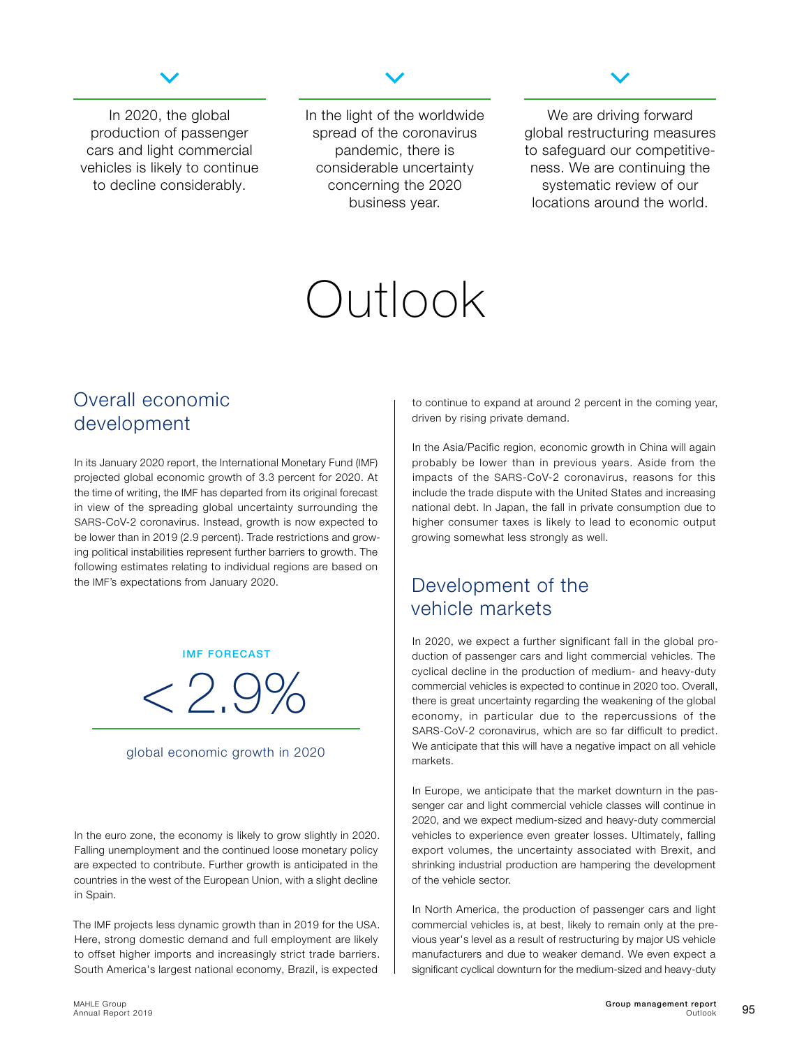In 2020, the global production of passenger cars and light commercial vehicles is likely to continue to decline considerably.

In the light of the worldwide spread of the coronavirus pandemic, there is considerable uncertainty concerning the 2020 business year.

We are driving forward global restructuring measures to safeguard our competitiveness. We are continuing the systematic review of our locations around the world.

# Outlook

## Overall economic development

In its January 2020 report, the International Monetary Fund (IMF) projected global economic growth of 3.3 percent for 2020. At the time of writing, the IMF has departed from its original forecast in view of the spreading global uncertainty surrounding the SARS-CoV-2 coronavirus. Instead, growth is now expected to be lower than in 2019 (2.9 percent). Trade restrictions and growing political instabilities represent further barriers to growth. The following estimates relating to individual regions are based on the IMF's expectations from January 2020.

**IMF FORECAST**

**< 2.9%**

global economic growth in 2020

In the euro zone, the economy is likely to grow slightly in 2020. Falling unemployment and the continued loose monetary policy are expected to contribute. Further growth is anticipated in the countries in the west of the European Union, with a slight decline in Spain.

The IMF projects less dynamic growth than in 2019 for the USA. Here, strong domestic demand and full employment are likely to offset higher imports and increasingly strict trade barriers. South America's largest national economy, Brazil, is expected to continue to expand at around 2 percent in the coming year, driven by rising private demand.

In the Asia/Pacific region, economic growth in China will again probably be lower than in previous years. Aside from the impacts of the SARS-CoV-2 coronavirus, reasons for this include the trade dispute with the United States and increasing national debt. In Japan, the fall in private consumption due to higher consumer taxes is likely to lead to economic output growing somewhat less strongly as well.

## Development of the vehicle markets

In 2020, we expect a further significant fall in the global production of passenger cars and light commercial vehicles. The cyclical decline in the production of medium- and heavy-duty commercial vehicles is expected to continue in 2020 too. Overall, there is great uncertainty regarding the weakening of the global economy, in particular due to the repercussions of the SARS-CoV-2 coronavirus, which are so far difficult to predict. We anticipate that this will have a negative impact on all vehicle markets.

In Europe, we anticipate that the market downturn in the passenger car and light commercial vehicle classes will continue in 2020, and we expect medium-sized and heavy-duty commercial vehicles to experience even greater losses. Ultimately, falling export volumes, the uncertainty associated with Brexit, and shrinking industrial production are hampering the development of the vehicle sector.

In North America, the production of passenger cars and light commercial vehicles is, at best, likely to remain only at the previous year's level as a result of restructuring by major US vehicle manufacturers and due to weaker demand. We even expect a significant cyclical downturn for the medium-sized and heavy-duty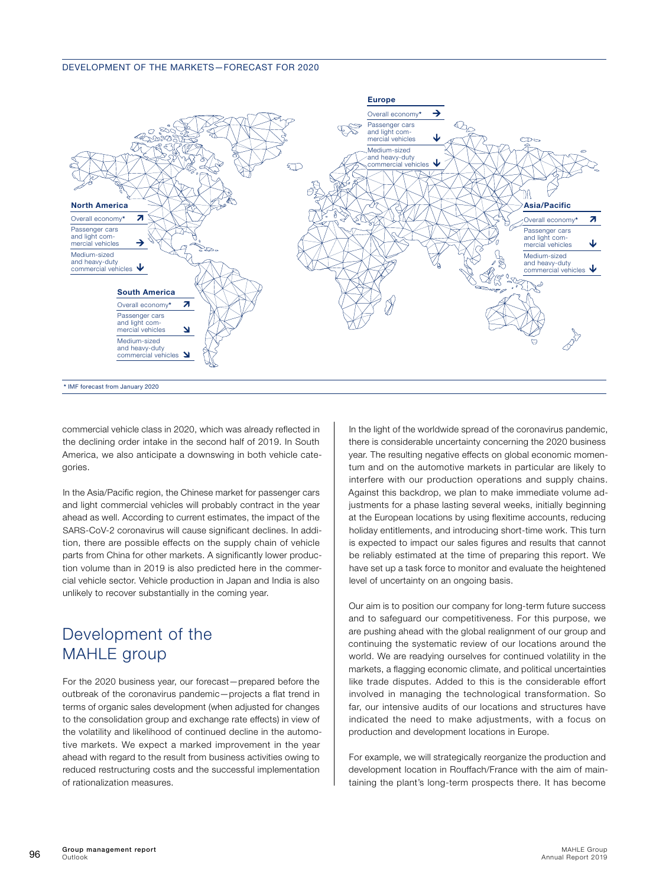DEVELOPMENT OF THE MARKETS—FORECAST FOR 2020

**Europe**

| | |
|---|---|
| Overall economy* | → |
| Passenger cars and light commercial vehicles | ↓ |
| Medium-sized and heavy-duty commercial vehicles | ↓ |

**North America**

| | |
|---|---|
| Overall economy* | ↗ |
| Passenger cars and light commercial vehicles | → |
| Medium-sized and heavy-duty commercial vehicles | ↓ |

**South America**

| | |
|---|---|
| Overall economy* | ↗ |
| Passenger cars and light commercial vehicles | ↘ |
| Medium-sized and heavy-duty commercial vehicles | ↘ |

**Asia/Pacific**

| | |
|---|---|
| Overall economy* | ↗ |
| Passenger cars and light commercial vehicles | ↓ |
| Medium-sized and heavy-duty commercial vehicles | ↓ |

* IMF forecast from January 2020

commercial vehicle class in 2020, which was already reflected in the declining order intake in the second half of 2019. In South America, we also anticipate a downswing in both vehicle categories.

In the Asia/Pacific region, the Chinese market for passenger cars and light commercial vehicles will probably contract in the year ahead as well. According to current estimates, the impact of the SARS-CoV-2 coronavirus will cause significant declines. In addition, there are possible effects on the supply chain of vehicle parts from China for other markets. A significantly lower production volume than in 2019 is also predicted here in the commercial vehicle sector. Vehicle production in Japan and India is also unlikely to recover substantially in the coming year.

## Development of the MAHLE group

For the 2020 business year, our forecast—prepared before the outbreak of the coronavirus pandemic—projects a flat trend in terms of organic sales development (when adjusted for changes to the consolidation group and exchange rate effects) in view of the volatility and likelihood of continued decline in the automotive markets. We expect a marked improvement in the year ahead with regard to the result from business activities owing to reduced restructuring costs and the successful implementation of rationalization measures.

In the light of the worldwide spread of the coronavirus pandemic, there is considerable uncertainty concerning the 2020 business year. The resulting negative effects on global economic momentum and on the automotive markets in particular are likely to interfere with our production operations and supply chains. Against this backdrop, we plan to make immediate volume adjustments for a phase lasting several weeks, initially beginning at the European locations by using flexitime accounts, reducing holiday entitlements, and introducing short-time work. This turn is expected to impact our sales figures and results that cannot be reliably estimated at the time of preparing this report. We have set up a task force to monitor and evaluate the heightened level of uncertainty on an ongoing basis.

Our aim is to position our company for long-term future success and to safeguard our competitiveness. For this purpose, we are pushing ahead with the global realignment of our group and continuing the systematic review of our locations around the world. We are readying ourselves for continued volatility in the markets, a flagging economic climate, and political uncertainties like trade disputes. Added to this is the considerable effort involved in managing the technological transformation. So far, our intensive audits of our locations and structures have indicated the need to make adjustments, with a focus on production and development locations in Europe.

For example, we will strategically reorganize the production and development location in Rouffach/France with the aim of maintaining the plant's long-term prospects there. It has become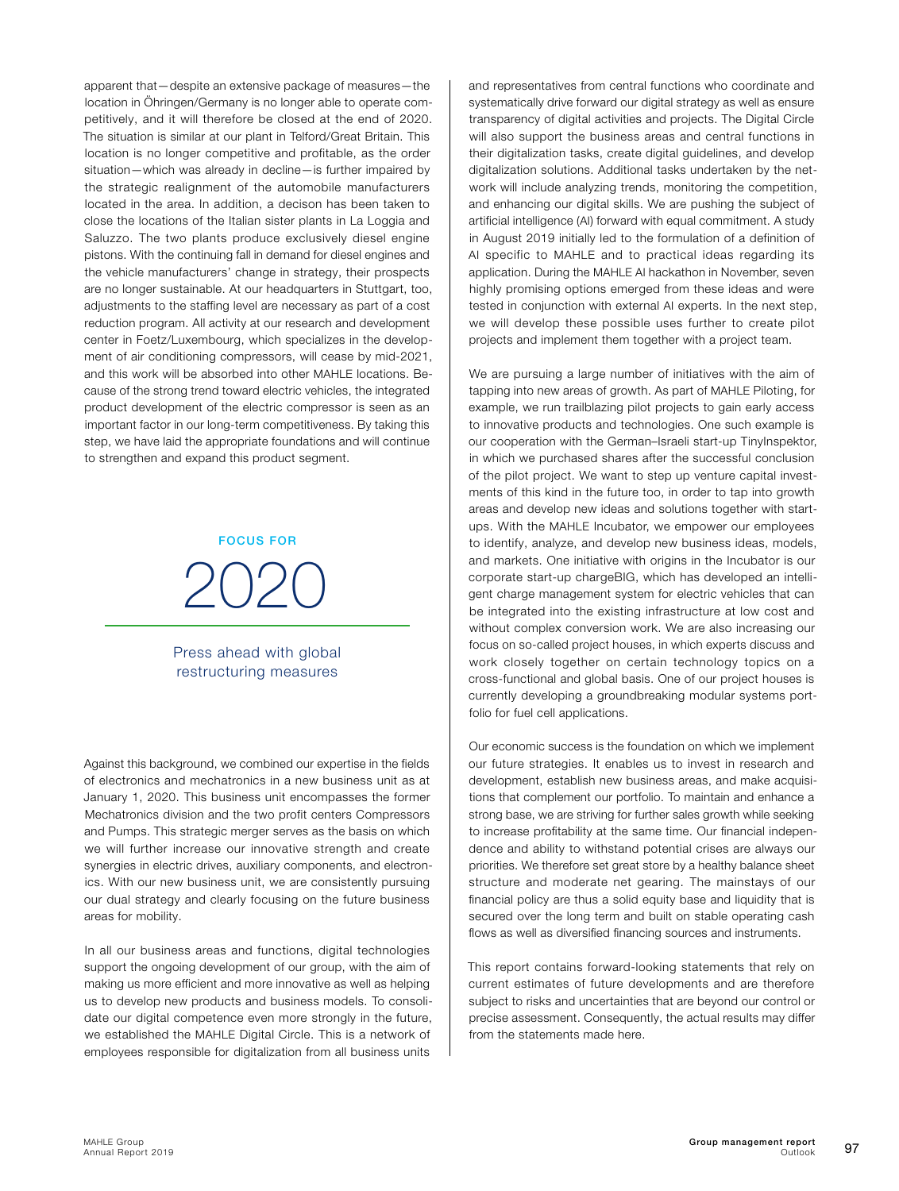apparent that—despite an extensive package of measures—the location in Öhringen/Germany is no longer able to operate competitively, and it will therefore be closed at the end of 2020. The situation is similar at our plant in Telford/Great Britain. This location is no longer competitive and profitable, as the order situation—which was already in decline—is further impaired by the strategic realignment of the automobile manufacturers located in the area. In addition, a decison has been taken to close the locations of the Italian sister plants in La Loggia and Saluzzo. The two plants produce exclusively diesel engine pistons. With the continuing fall in demand for diesel engines and the vehicle manufacturers' change in strategy, their prospects are no longer sustainable. At our headquarters in Stuttgart, too, adjustments to the staffing level are necessary as part of a cost reduction program. All activity at our research and development center in Foetz/Luxembourg, which specializes in the development of air conditioning compressors, will cease by mid-2021, and this work will be absorbed into other MAHLE locations. Because of the strong trend toward electric vehicles, the integrated product development of the electric compressor is seen as an important factor in our long-term competitiveness. By taking this step, we have laid the appropriate foundations and will continue to strengthen and expand this product segment.

FOCUS FOR

2020

Press ahead with global restructuring measures

Against this background, we combined our expertise in the fields of electronics and mechatronics in a new business unit as at January 1, 2020. This business unit encompasses the former Mechatronics division and the two profit centers Compressors and Pumps. This strategic merger serves as the basis on which we will further increase our innovative strength and create synergies in electric drives, auxiliary components, and electronics. With our new business unit, we are consistently pursuing our dual strategy and clearly focusing on the future business areas for mobility.

In all our business areas and functions, digital technologies support the ongoing development of our group, with the aim of making us more efficient and more innovative as well as helping us to develop new products and business models. To consolidate our digital competence even more strongly in the future, we established the MAHLE Digital Circle. This is a network of employees responsible for digitalization from all business units and representatives from central functions who coordinate and systematically drive forward our digital strategy as well as ensure transparency of digital activities and projects. The Digital Circle will also support the business areas and central functions in their digitalization tasks, create digital guidelines, and develop digitalization solutions. Additional tasks undertaken by the network will include analyzing trends, monitoring the competition, and enhancing our digital skills. We are pushing the subject of artificial intelligence (AI) forward with equal commitment. A study in August 2019 initially led to the formulation of a definition of AI specific to MAHLE and to practical ideas regarding its application. During the MAHLE AI hackathon in November, seven highly promising options emerged from these ideas and were tested in conjunction with external AI experts. In the next step, we will develop these possible uses further to create pilot projects and implement them together with a project team.

We are pursuing a large number of initiatives with the aim of tapping into new areas of growth. As part of MAHLE Piloting, for example, we run trailblazing pilot projects to gain early access to innovative products and technologies. One such example is our cooperation with the German–Israeli start-up TinyInspektor, in which we purchased shares after the successful conclusion of the pilot project. We want to step up venture capital investments of this kind in the future too, in order to tap into growth areas and develop new ideas and solutions together with start-ups. With the MAHLE Incubator, we empower our employees to identify, analyze, and develop new business ideas, models, and markets. One initiative with origins in the Incubator is our corporate start-up chargeBIG, which has developed an intelligent charge management system for electric vehicles that can be integrated into the existing infrastructure at low cost and without complex conversion work. We are also increasing our focus on so-called project houses, in which experts discuss and work closely together on certain technology topics on a cross-functional and global basis. One of our project houses is currently developing a groundbreaking modular systems portfolio for fuel cell applications.

Our economic success is the foundation on which we implement our future strategies. It enables us to invest in research and development, establish new business areas, and make acquisitions that complement our portfolio. To maintain and enhance a strong base, we are striving for further sales growth while seeking to increase profitability at the same time. Our financial independence and ability to withstand potential crises are always our priorities. We therefore set great store by a healthy balance sheet structure and moderate net gearing. The mainstays of our financial policy are thus a solid equity base and liquidity that is secured over the long term and built on stable operating cash flows as well as diversified financing sources and instruments.

This report contains forward-looking statements that rely on current estimates of future developments and are therefore subject to risks and uncertainties that are beyond our control or precise assessment. Consequently, the actual results may differ from the statements made here.